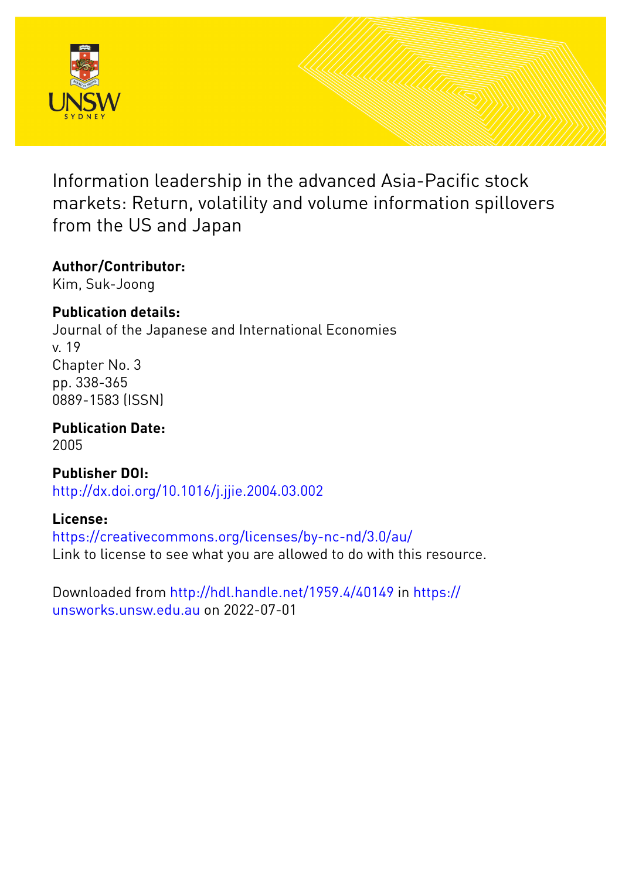# Information leadership in the advanced Asia-Pacific stock markets: Return, volatility and volume information spillovers from the US and Japan

**Author/Contributor:**
Kim, Suk-Joong

**Publication details:**
Journal of the Japanese and International Economies
v. 19
Chapter No. 3
pp. 338-365
0889-1583 (ISSN)

**Publication Date:**
2005

**Publisher DOI:**
http://dx.doi.org/10.1016/j.jjie.2004.03.002

**License:**
https://creativecommons.org/licenses/by-nc-nd/3.0/au/
Link to license to see what you are allowed to do with this resource.

Downloaded from http://hdl.handle.net/1959.4/40149 in https://unsworks.unsw.edu.au on 2022-07-01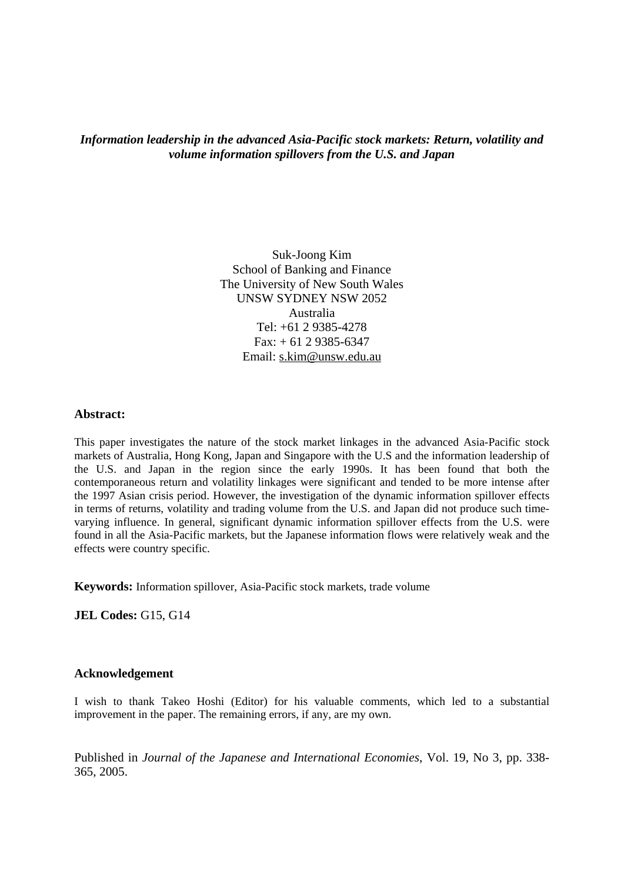*Information leadership in the advanced Asia-Pacific stock markets: Return, volatility and volume information spillovers from the U.S. and Japan*

Suk-Joong Kim
School of Banking and Finance
The University of New South Wales
UNSW SYDNEY NSW 2052
Australia
Tel: +61 2 9385-4278
Fax: + 61 2 9385-6347
Email: s.kim@unsw.edu.au

**Abstract:**

This paper investigates the nature of the stock market linkages in the advanced Asia-Pacific stock markets of Australia, Hong Kong, Japan and Singapore with the U.S and the information leadership of the U.S. and Japan in the region since the early 1990s. It has been found that both the contemporaneous return and volatility linkages were significant and tended to be more intense after the 1997 Asian crisis period. However, the investigation of the dynamic information spillover effects in terms of returns, volatility and trading volume from the U.S. and Japan did not produce such time-varying influence. In general, significant dynamic information spillover effects from the U.S. were found in all the Asia-Pacific markets, but the Japanese information flows were relatively weak and the effects were country specific.

**Keywords:** Information spillover, Asia-Pacific stock markets, trade volume

**JEL Codes:** G15, G14

**Acknowledgement**

I wish to thank Takeo Hoshi (Editor) for his valuable comments, which led to a substantial improvement in the paper. The remaining errors, if any, are my own.

Published in *Journal of the Japanese and International Economies*, Vol. 19, No 3, pp. 338-365, 2005.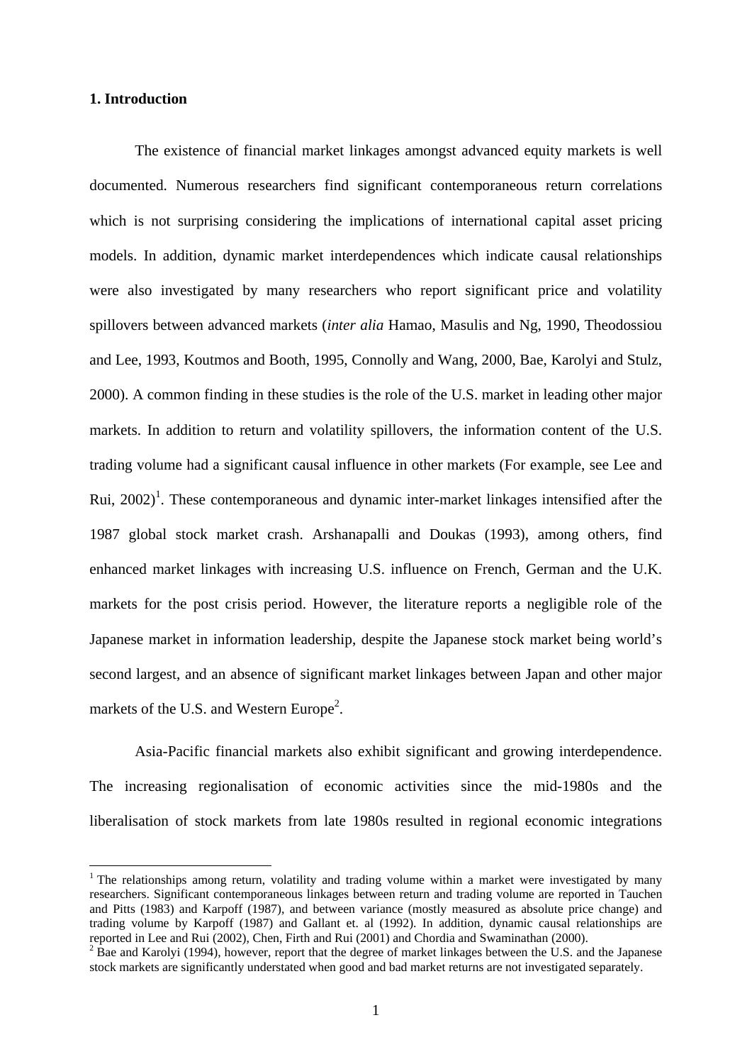**1. Introduction**

The existence of financial market linkages amongst advanced equity markets is well documented. Numerous researchers find significant contemporaneous return correlations which is not surprising considering the implications of international capital asset pricing models. In addition, dynamic market interdependences which indicate causal relationships were also investigated by many researchers who report significant price and volatility spillovers between advanced markets (*inter alia* Hamao, Masulis and Ng, 1990, Theodossiou and Lee, 1993, Koutmos and Booth, 1995, Connolly and Wang, 2000, Bae, Karolyi and Stulz, 2000). A common finding in these studies is the role of the U.S. market in leading other major markets. In addition to return and volatility spillovers, the information content of the U.S. trading volume had a significant causal influence in other markets (For example, see Lee and Rui, 2002)[1]. These contemporaneous and dynamic inter-market linkages intensified after the 1987 global stock market crash. Arshanapalli and Doukas (1993), among others, find enhanced market linkages with increasing U.S. influence on French, German and the U.K. markets for the post crisis period. However, the literature reports a negligible role of the Japanese market in information leadership, despite the Japanese stock market being world's second largest, and an absence of significant market linkages between Japan and other major markets of the U.S. and Western Europe[2].

Asia-Pacific financial markets also exhibit significant and growing interdependence. The increasing regionalisation of economic activities since the mid-1980s and the liberalisation of stock markets from late 1980s resulted in regional economic integrations

[1] The relationships among return, volatility and trading volume within a market were investigated by many researchers. Significant contemporaneous linkages between return and trading volume are reported in Tauchen and Pitts (1983) and Karpoff (1987), and between variance (mostly measured as absolute price change) and trading volume by Karpoff (1987) and Gallant et. al (1992). In addition, dynamic causal relationships are reported in Lee and Rui (2002), Chen, Firth and Rui (2001) and Chordia and Swaminathan (2000).

[2] Bae and Karolyi (1994), however, report that the degree of market linkages between the U.S. and the Japanese stock markets are significantly understated when good and bad market returns are not investigated separately.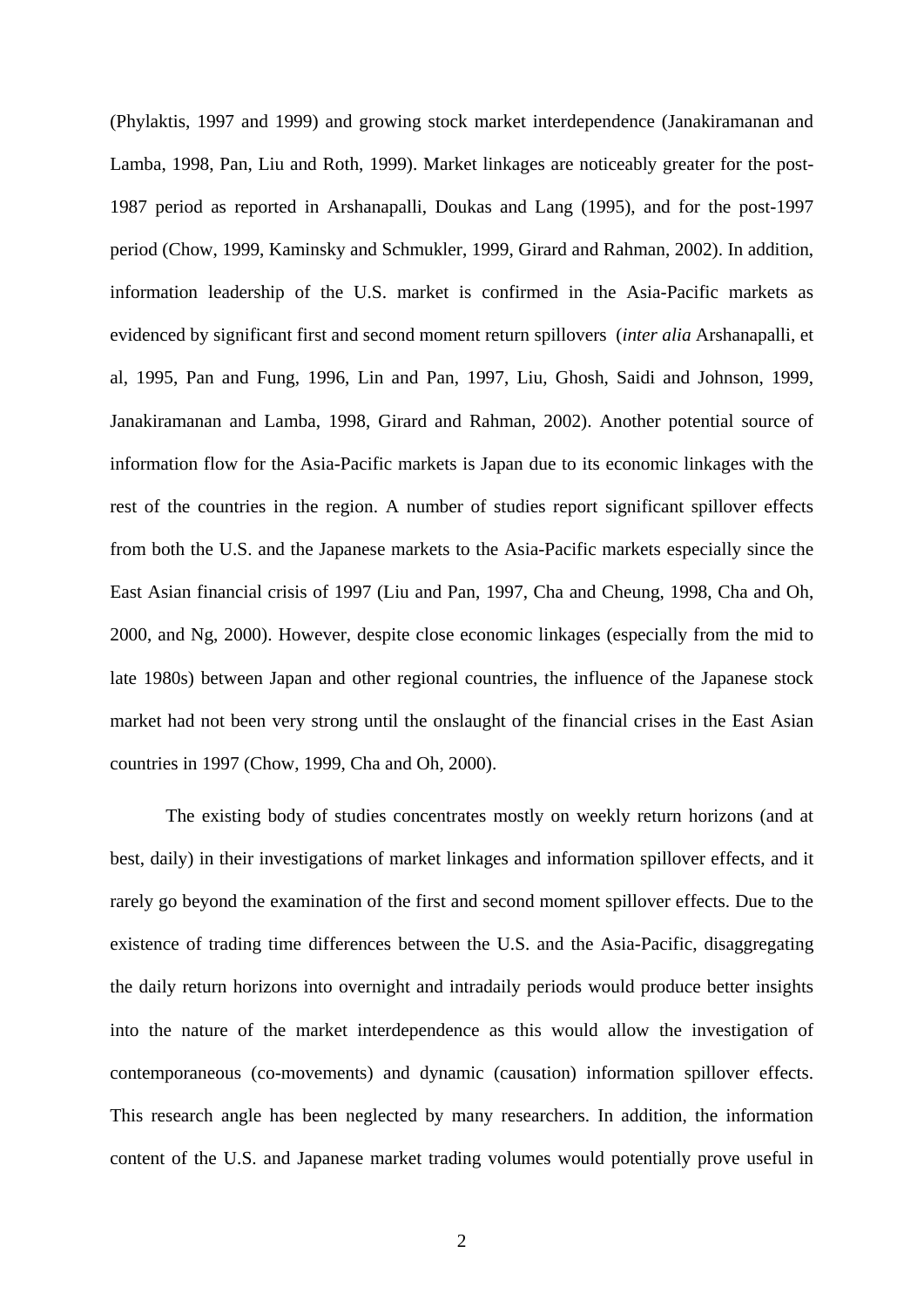(Phylaktis, 1997 and 1999) and growing stock market interdependence (Janakiramanan and Lamba, 1998, Pan, Liu and Roth, 1999). Market linkages are noticeably greater for the post-1987 period as reported in Arshanapalli, Doukas and Lang (1995), and for the post-1997 period (Chow, 1999, Kaminsky and Schmukler, 1999, Girard and Rahman, 2002). In addition, information leadership of the U.S. market is confirmed in the Asia-Pacific markets as evidenced by significant first and second moment return spillovers (*inter alia* Arshanapalli, et al, 1995, Pan and Fung, 1996, Lin and Pan, 1997, Liu, Ghosh, Saidi and Johnson, 1999, Janakiramanan and Lamba, 1998, Girard and Rahman, 2002). Another potential source of information flow for the Asia-Pacific markets is Japan due to its economic linkages with the rest of the countries in the region. A number of studies report significant spillover effects from both the U.S. and the Japanese markets to the Asia-Pacific markets especially since the East Asian financial crisis of 1997 (Liu and Pan, 1997, Cha and Cheung, 1998, Cha and Oh, 2000, and Ng, 2000). However, despite close economic linkages (especially from the mid to late 1980s) between Japan and other regional countries, the influence of the Japanese stock market had not been very strong until the onslaught of the financial crises in the East Asian countries in 1997 (Chow, 1999, Cha and Oh, 2000).

The existing body of studies concentrates mostly on weekly return horizons (and at best, daily) in their investigations of market linkages and information spillover effects, and it rarely go beyond the examination of the first and second moment spillover effects. Due to the existence of trading time differences between the U.S. and the Asia-Pacific, disaggregating the daily return horizons into overnight and intradaily periods would produce better insights into the nature of the market interdependence as this would allow the investigation of contemporaneous (co-movements) and dynamic (causation) information spillover effects. This research angle has been neglected by many researchers. In addition, the information content of the U.S. and Japanese market trading volumes would potentially prove useful in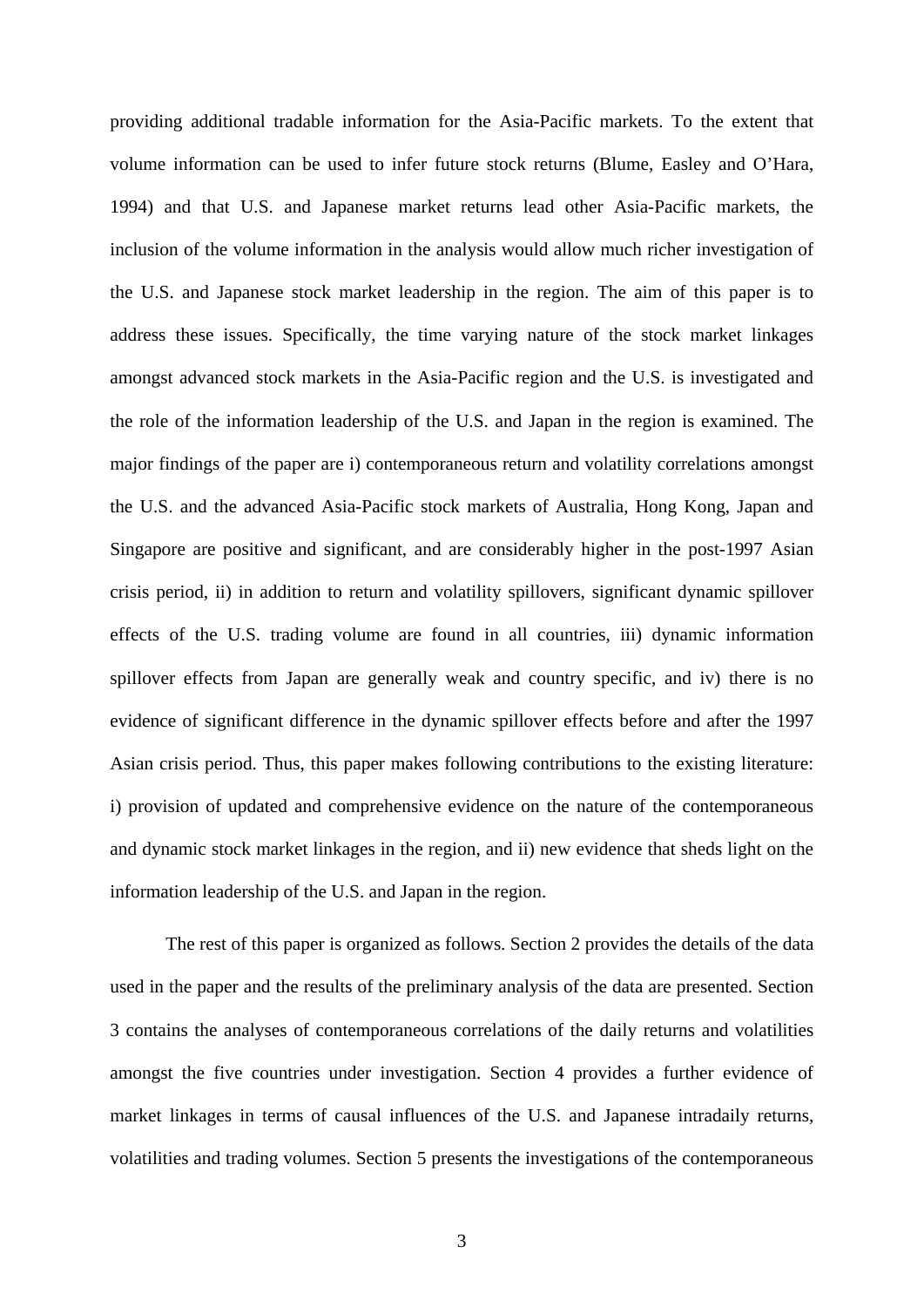providing additional tradable information for the Asia-Pacific markets. To the extent that volume information can be used to infer future stock returns (Blume, Easley and O'Hara, 1994) and that U.S. and Japanese market returns lead other Asia-Pacific markets, the inclusion of the volume information in the analysis would allow much richer investigation of the U.S. and Japanese stock market leadership in the region. The aim of this paper is to address these issues. Specifically, the time varying nature of the stock market linkages amongst advanced stock markets in the Asia-Pacific region and the U.S. is investigated and the role of the information leadership of the U.S. and Japan in the region is examined. The major findings of the paper are i) contemporaneous return and volatility correlations amongst the U.S. and the advanced Asia-Pacific stock markets of Australia, Hong Kong, Japan and Singapore are positive and significant, and are considerably higher in the post-1997 Asian crisis period, ii) in addition to return and volatility spillovers, significant dynamic spillover effects of the U.S. trading volume are found in all countries, iii) dynamic information spillover effects from Japan are generally weak and country specific, and iv) there is no evidence of significant difference in the dynamic spillover effects before and after the 1997 Asian crisis period. Thus, this paper makes following contributions to the existing literature: i) provision of updated and comprehensive evidence on the nature of the contemporaneous and dynamic stock market linkages in the region, and ii) new evidence that sheds light on the information leadership of the U.S. and Japan in the region.

The rest of this paper is organized as follows. Section 2 provides the details of the data used in the paper and the results of the preliminary analysis of the data are presented. Section 3 contains the analyses of contemporaneous correlations of the daily returns and volatilities amongst the five countries under investigation. Section 4 provides a further evidence of market linkages in terms of causal influences of the U.S. and Japanese intradaily returns, volatilities and trading volumes. Section 5 presents the investigations of the contemporaneous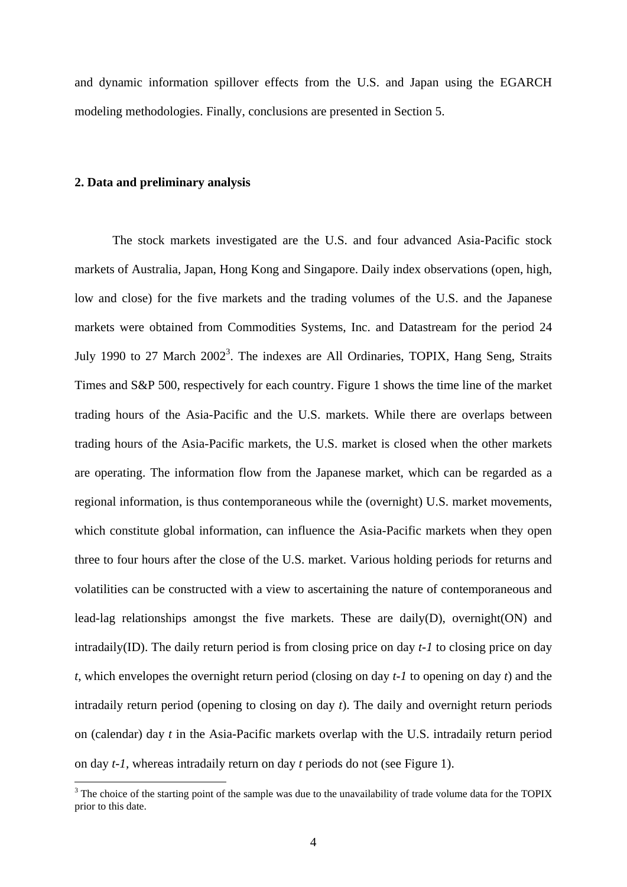and dynamic information spillover effects from the U.S. and Japan using the EGARCH modeling methodologies. Finally, conclusions are presented in Section 5.

## 2. Data and preliminary analysis

The stock markets investigated are the U.S. and four advanced Asia-Pacific stock markets of Australia, Japan, Hong Kong and Singapore. Daily index observations (open, high, low and close) for the five markets and the trading volumes of the U.S. and the Japanese markets were obtained from Commodities Systems, Inc. and Datastream for the period 24 July 1990 to 27 March 2002[3]. The indexes are All Ordinaries, TOPIX, Hang Seng, Straits Times and S&P 500, respectively for each country. Figure 1 shows the time line of the market trading hours of the Asia-Pacific and the U.S. markets. While there are overlaps between trading hours of the Asia-Pacific markets, the U.S. market is closed when the other markets are operating. The information flow from the Japanese market, which can be regarded as a regional information, is thus contemporaneous while the (overnight) U.S. market movements, which constitute global information, can influence the Asia-Pacific markets when they open three to four hours after the close of the U.S. market. Various holding periods for returns and volatilities can be constructed with a view to ascertaining the nature of contemporaneous and lead-lag relationships amongst the five markets. These are daily(D), overnight(ON) and intradaily(ID). The daily return period is from closing price on day $t-1$ to closing price on day $t$, which envelopes the overnight return period (closing on day $t-1$ to opening on day $t$) and the intradaily return period (opening to closing on day $t$). The daily and overnight return periods on (calendar) day $t$ in the Asia-Pacific markets overlap with the U.S. intradaily return period on day $t-1$, whereas intradaily return on day $t$ periods do not (see Figure 1).

[3] The choice of the starting point of the sample was due to the unavailability of trade volume data for the TOPIX prior to this date.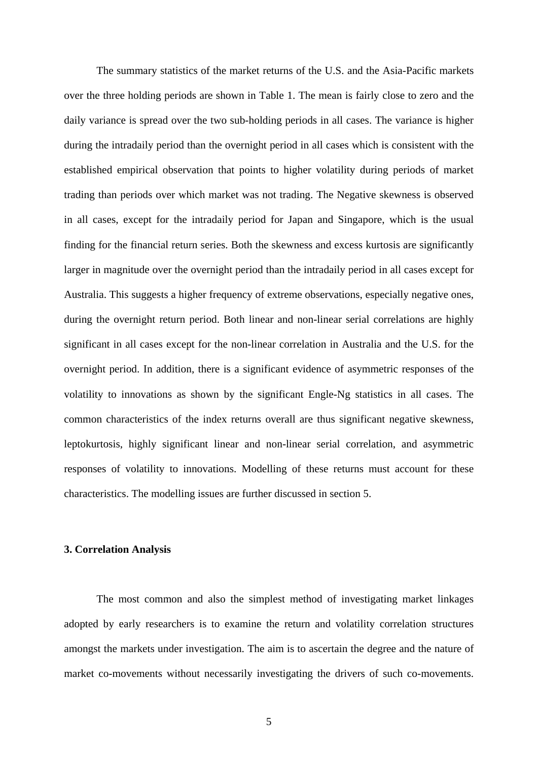The summary statistics of the market returns of the U.S. and the Asia-Pacific markets over the three holding periods are shown in Table 1. The mean is fairly close to zero and the daily variance is spread over the two sub-holding periods in all cases. The variance is higher during the intradaily period than the overnight period in all cases which is consistent with the established empirical observation that points to higher volatility during periods of market trading than periods over which market was not trading. The Negative skewness is observed in all cases, except for the intradaily period for Japan and Singapore, which is the usual finding for the financial return series. Both the skewness and excess kurtosis are significantly larger in magnitude over the overnight period than the intradaily period in all cases except for Australia. This suggests a higher frequency of extreme observations, especially negative ones, during the overnight return period. Both linear and non-linear serial correlations are highly significant in all cases except for the non-linear correlation in Australia and the U.S. for the overnight period. In addition, there is a significant evidence of asymmetric responses of the volatility to innovations as shown by the significant Engle-Ng statistics in all cases. The common characteristics of the index returns overall are thus significant negative skewness, leptokurtosis, highly significant linear and non-linear serial correlation, and asymmetric responses of volatility to innovations. Modelling of these returns must account for these characteristics. The modelling issues are further discussed in section 5.

## 3. Correlation Analysis

The most common and also the simplest method of investigating market linkages adopted by early researchers is to examine the return and volatility correlation structures amongst the markets under investigation. The aim is to ascertain the degree and the nature of market co-movements without necessarily investigating the drivers of such co-movements.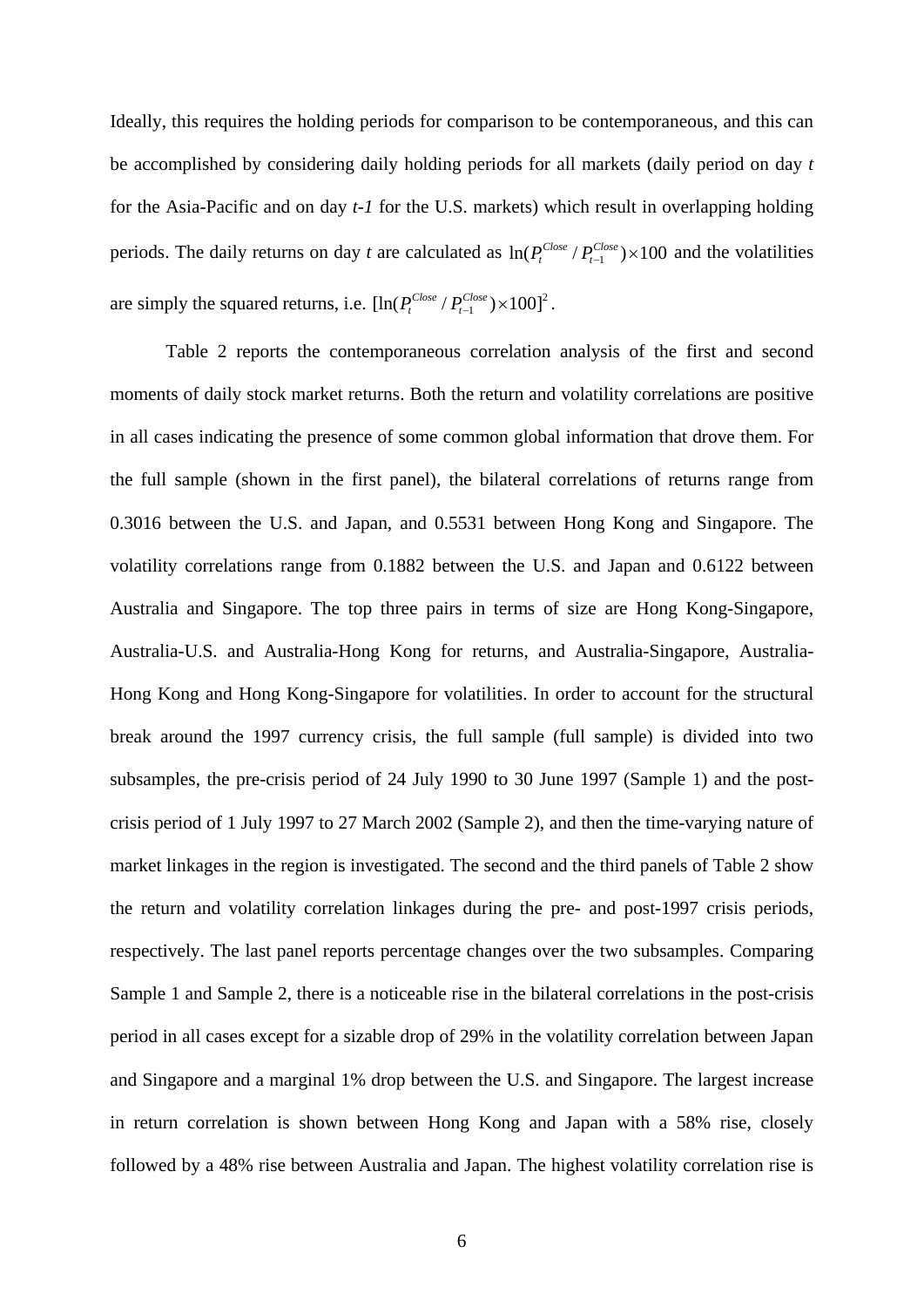Ideally, this requires the holding periods for comparison to be contemporaneous, and this can be accomplished by considering daily holding periods for all markets (daily period on day *t* for the Asia-Pacific and on day *t-1* for the U.S. markets) which result in overlapping holding periods. The daily returns on day *t* are calculated as $\ln(P_t^{Close} / P_{t-1}^{Close}) \times 100$ and the volatilities are simply the squared returns, i.e. $[\ln(P_t^{Close} / P_{t-1}^{Close}) \times 100]^2$.

Table 2 reports the contemporaneous correlation analysis of the first and second moments of daily stock market returns. Both the return and volatility correlations are positive in all cases indicating the presence of some common global information that drove them. For the full sample (shown in the first panel), the bilateral correlations of returns range from 0.3016 between the U.S. and Japan, and 0.5531 between Hong Kong and Singapore. The volatility correlations range from 0.1882 between the U.S. and Japan and 0.6122 between Australia and Singapore. The top three pairs in terms of size are Hong Kong-Singapore, Australia-U.S. and Australia-Hong Kong for returns, and Australia-Singapore, Australia-Hong Kong and Hong Kong-Singapore for volatilities. In order to account for the structural break around the 1997 currency crisis, the full sample (full sample) is divided into two subsamples, the pre-crisis period of 24 July 1990 to 30 June 1997 (Sample 1) and the post-crisis period of 1 July 1997 to 27 March 2002 (Sample 2), and then the time-varying nature of market linkages in the region is investigated. The second and the third panels of Table 2 show the return and volatility correlation linkages during the pre- and post-1997 crisis periods, respectively. The last panel reports percentage changes over the two subsamples. Comparing Sample 1 and Sample 2, there is a noticeable rise in the bilateral correlations in the post-crisis period in all cases except for a sizable drop of 29% in the volatility correlation between Japan and Singapore and a marginal 1% drop between the U.S. and Singapore. The largest increase in return correlation is shown between Hong Kong and Japan with a 58% rise, closely followed by a 48% rise between Australia and Japan. The highest volatility correlation rise is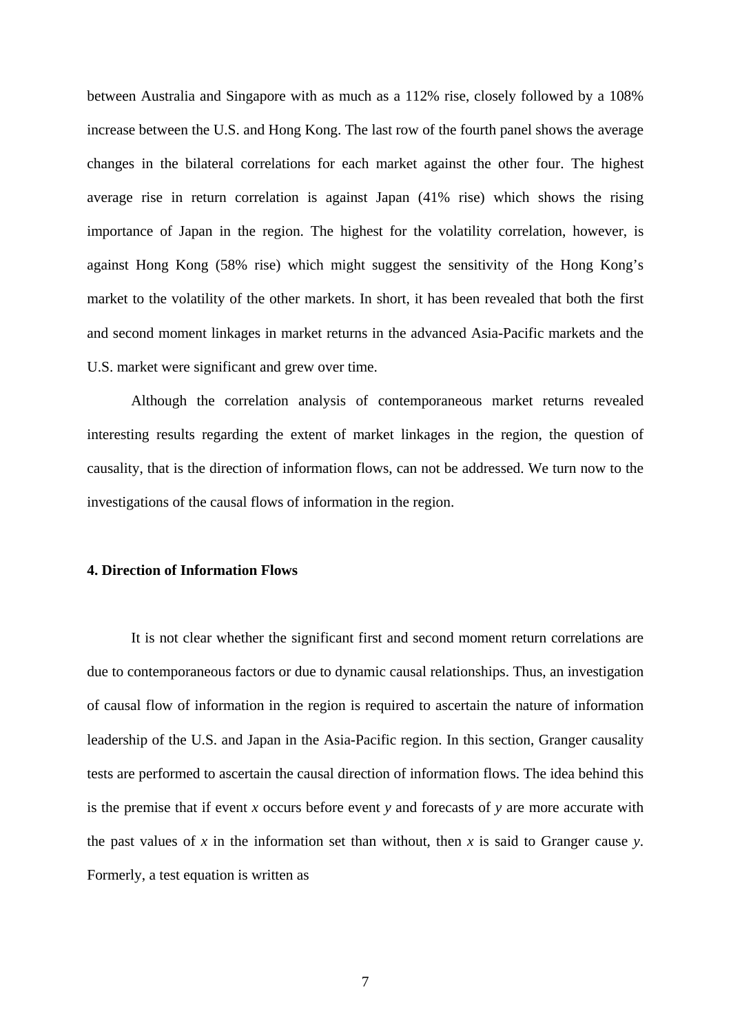between Australia and Singapore with as much as a 112% rise, closely followed by a 108% increase between the U.S. and Hong Kong. The last row of the fourth panel shows the average changes in the bilateral correlations for each market against the other four. The highest average rise in return correlation is against Japan (41% rise) which shows the rising importance of Japan in the region. The highest for the volatility correlation, however, is against Hong Kong (58% rise) which might suggest the sensitivity of the Hong Kong's market to the volatility of the other markets. In short, it has been revealed that both the first and second moment linkages in market returns in the advanced Asia-Pacific markets and the U.S. market were significant and grew over time.

Although the correlation analysis of contemporaneous market returns revealed interesting results regarding the extent of market linkages in the region, the question of causality, that is the direction of information flows, can not be addressed. We turn now to the investigations of the causal flows of information in the region.

## 4. Direction of Information Flows

It is not clear whether the significant first and second moment return correlations are due to contemporaneous factors or due to dynamic causal relationships. Thus, an investigation of causal flow of information in the region is required to ascertain the nature of information leadership of the U.S. and Japan in the Asia-Pacific region. In this section, Granger causality tests are performed to ascertain the causal direction of information flows. The idea behind this is the premise that if event $x$ occurs before event $y$ and forecasts of $y$ are more accurate with the past values of $x$ in the information set than without, then $x$ is said to Granger cause $y$. Formerly, a test equation is written as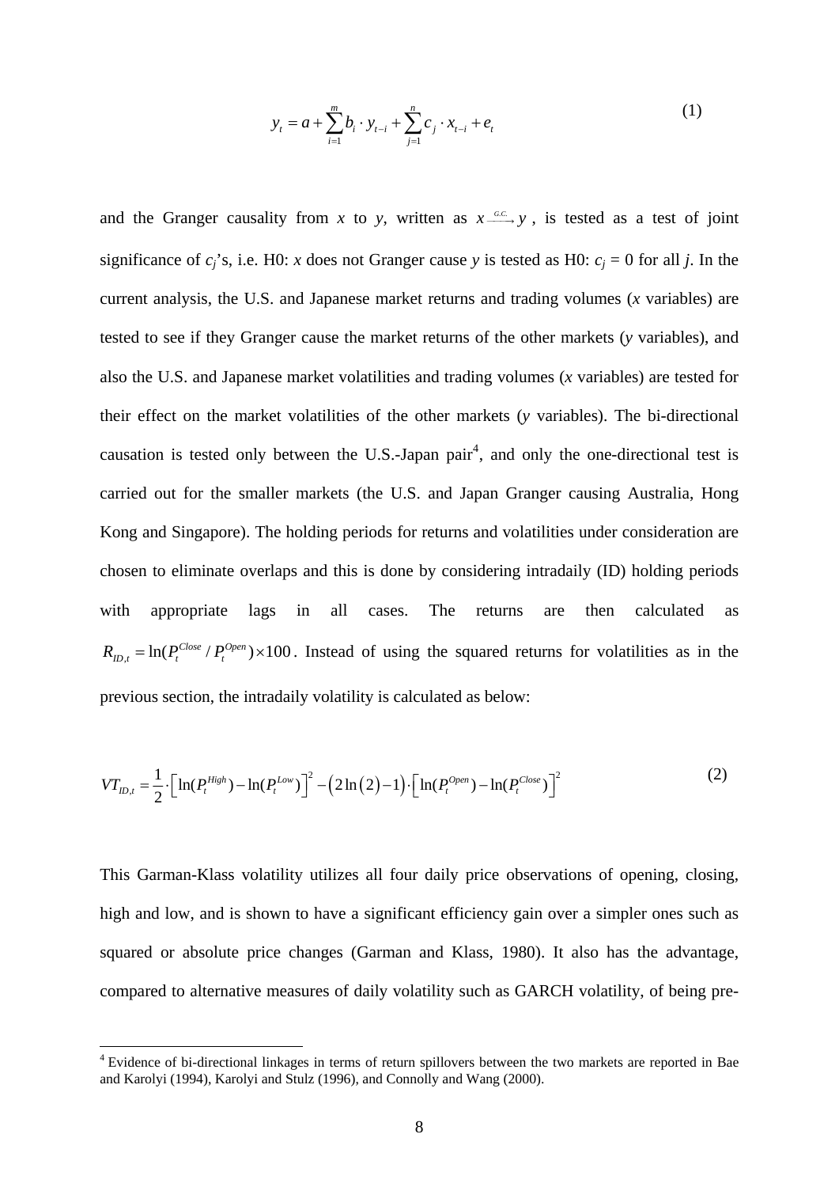$$y_t = a + \sum_{i=1}^{m} b_i \cdot y_{t-i} + \sum_{j=1}^{n} c_j \cdot x_{t-i} + e_t \tag{1}$$

and the Granger causality from *x* to *y*, written as $x \xrightarrow{G.C.} y$, is tested as a test of joint significance of $c_j$'s, i.e. H0: *x* does not Granger cause *y* is tested as H0: $c_j = 0$ for all *j*. In the current analysis, the U.S. and Japanese market returns and trading volumes (*x* variables) are tested to see if they Granger cause the market returns of the other markets (*y* variables), and also the U.S. and Japanese market volatilities and trading volumes (*x* variables) are tested for their effect on the market volatilities of the other markets (*y* variables). The bi-directional causation is tested only between the U.S.-Japan pair[4], and only the one-directional test is carried out for the smaller markets (the U.S. and Japan Granger causing Australia, Hong Kong and Singapore). The holding periods for returns and volatilities under consideration are chosen to eliminate overlaps and this is done by considering intradaily (ID) holding periods with appropriate lags in all cases. The returns are then calculated as $R_{ID,t} = \ln(P_t^{Close} / P_t^{Open}) \times 100$. Instead of using the squared returns for volatilities as in the previous section, the intradaily volatility is calculated as below:

$$VT_{ID,t} = \frac{1}{2} \cdot \left[ \ln(P_t^{High}) - \ln(P_t^{Low}) \right]^2 - \left( 2\ln(2) - 1 \right) \cdot \left[ \ln(P_t^{Open}) - \ln(P_t^{Close}) \right]^2 \tag{2}$$

This Garman-Klass volatility utilizes all four daily price observations of opening, closing, high and low, and is shown to have a significant efficiency gain over a simpler ones such as squared or absolute price changes (Garman and Klass, 1980). It also has the advantage, compared to alternative measures of daily volatility such as GARCH volatility, of being pre-

[4] Evidence of bi-directional linkages in terms of return spillovers between the two markets are reported in Bae and Karolyi (1994), Karolyi and Stulz (1996), and Connolly and Wang (2000).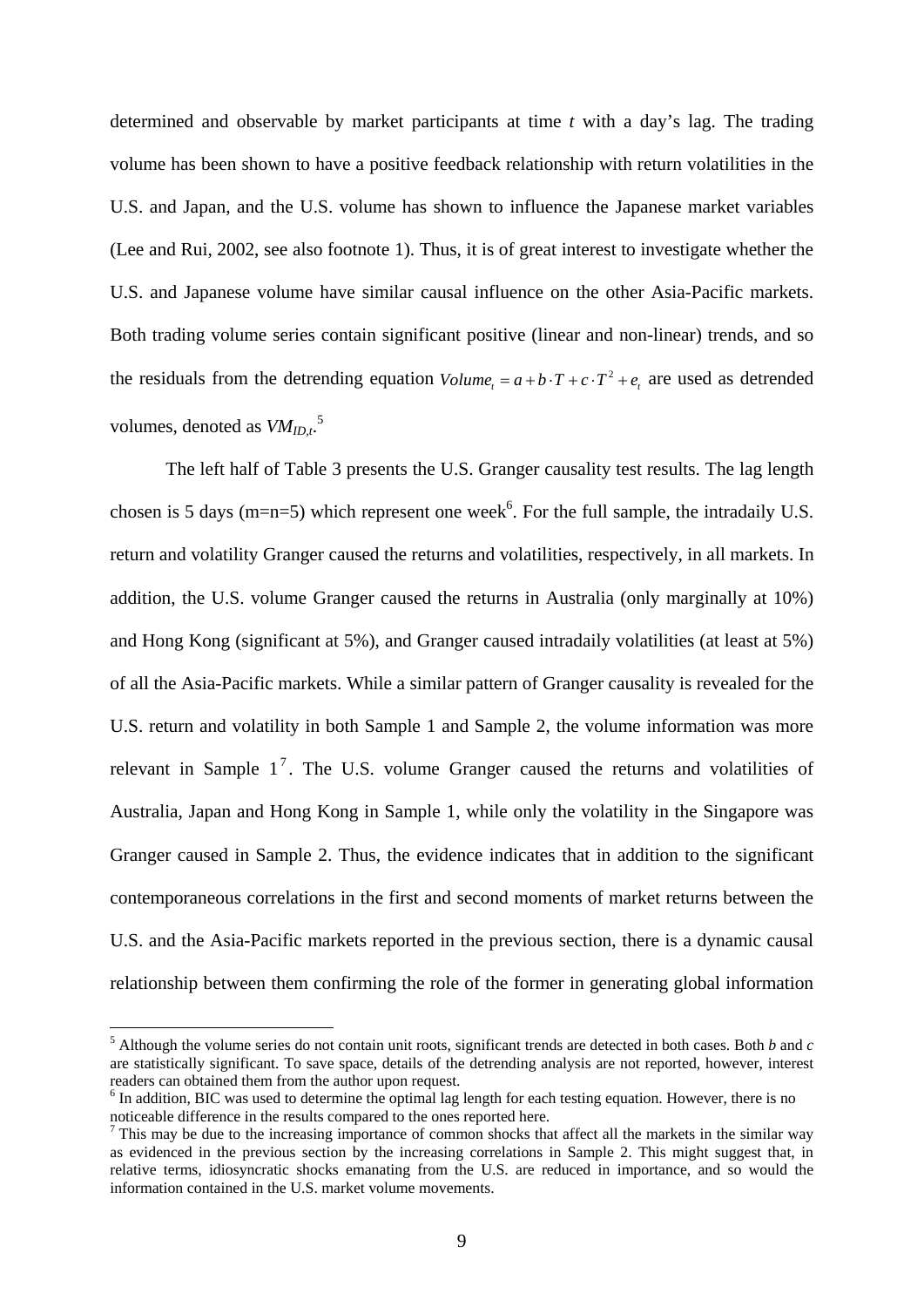determined and observable by market participants at time $t$ with a day's lag. The trading volume has been shown to have a positive feedback relationship with return volatilities in the U.S. and Japan, and the U.S. volume has shown to influence the Japanese market variables (Lee and Rui, 2002, see also footnote 1). Thus, it is of great interest to investigate whether the U.S. and Japanese volume have similar causal influence on the other Asia-Pacific markets. Both trading volume series contain significant positive (linear and non-linear) trends, and so the residuals from the detrending equation $Volume_t = a + b \cdot T + c \cdot T^2 + e_t$ are used as detrended volumes, denoted as $VM_{ID,t}$.[5]

The left half of Table 3 presents the U.S. Granger causality test results. The lag length chosen is 5 days (m=n=5) which represent one week[6]. For the full sample, the intradaily U.S. return and volatility Granger caused the returns and volatilities, respectively, in all markets. In addition, the U.S. volume Granger caused the returns in Australia (only marginally at 10%) and Hong Kong (significant at 5%), and Granger caused intradaily volatilities (at least at 5%) of all the Asia-Pacific markets. While a similar pattern of Granger causality is revealed for the U.S. return and volatility in both Sample 1 and Sample 2, the volume information was more relevant in Sample 1[7]. The U.S. volume Granger caused the returns and volatilities of Australia, Japan and Hong Kong in Sample 1, while only the volatility in the Singapore was Granger caused in Sample 2. Thus, the evidence indicates that in addition to the significant contemporaneous correlations in the first and second moments of market returns between the U.S. and the Asia-Pacific markets reported in the previous section, there is a dynamic causal relationship between them confirming the role of the former in generating global information

---

[5] Although the volume series do not contain unit roots, significant trends are detected in both cases. Both $b$ and $c$ are statistically significant. To save space, details of the detrending analysis are not reported, however, interest readers can obtained them from the author upon request.

[6] In addition, BIC was used to determine the optimal lag length for each testing equation. However, there is no noticeable difference in the results compared to the ones reported here.

[7] This may be due to the increasing importance of common shocks that affect all the markets in the similar way as evidenced in the previous section by the increasing correlations in Sample 2. This might suggest that, in relative terms, idiosyncratic shocks emanating from the U.S. are reduced in importance, and so would the information contained in the U.S. market volume movements.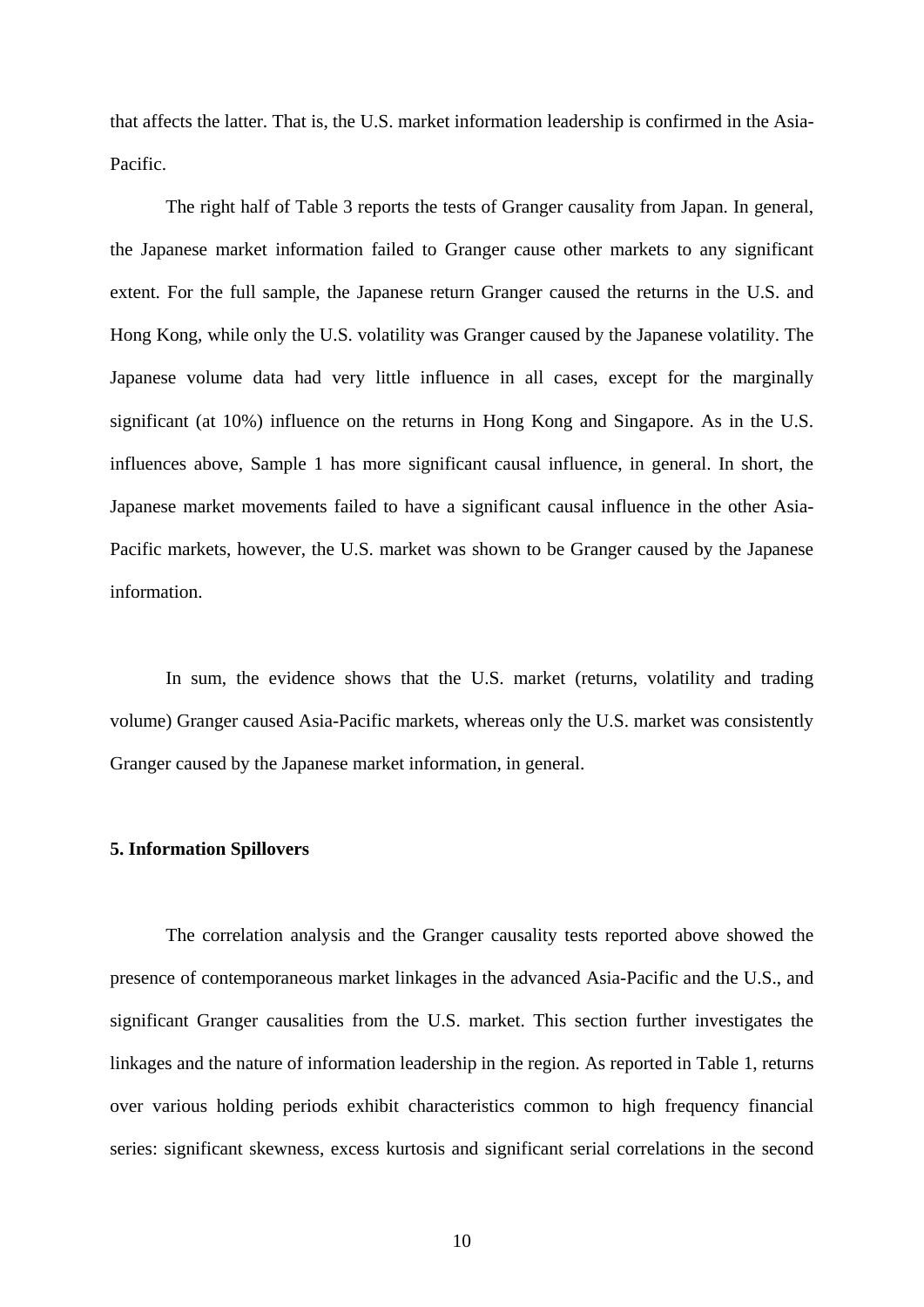that affects the latter. That is, the U.S. market information leadership is confirmed in the Asia-Pacific.

The right half of Table 3 reports the tests of Granger causality from Japan. In general, the Japanese market information failed to Granger cause other markets to any significant extent. For the full sample, the Japanese return Granger caused the returns in the U.S. and Hong Kong, while only the U.S. volatility was Granger caused by the Japanese volatility. The Japanese volume data had very little influence in all cases, except for the marginally significant (at 10%) influence on the returns in Hong Kong and Singapore. As in the U.S. influences above, Sample 1 has more significant causal influence, in general. In short, the Japanese market movements failed to have a significant causal influence in the other Asia-Pacific markets, however, the U.S. market was shown to be Granger caused by the Japanese information.

In sum, the evidence shows that the U.S. market (returns, volatility and trading volume) Granger caused Asia-Pacific markets, whereas only the U.S. market was consistently Granger caused by the Japanese market information, in general.

### 5. Information Spillovers

The correlation analysis and the Granger causality tests reported above showed the presence of contemporaneous market linkages in the advanced Asia-Pacific and the U.S., and significant Granger causalities from the U.S. market. This section further investigates the linkages and the nature of information leadership in the region. As reported in Table 1, returns over various holding periods exhibit characteristics common to high frequency financial series: significant skewness, excess kurtosis and significant serial correlations in the second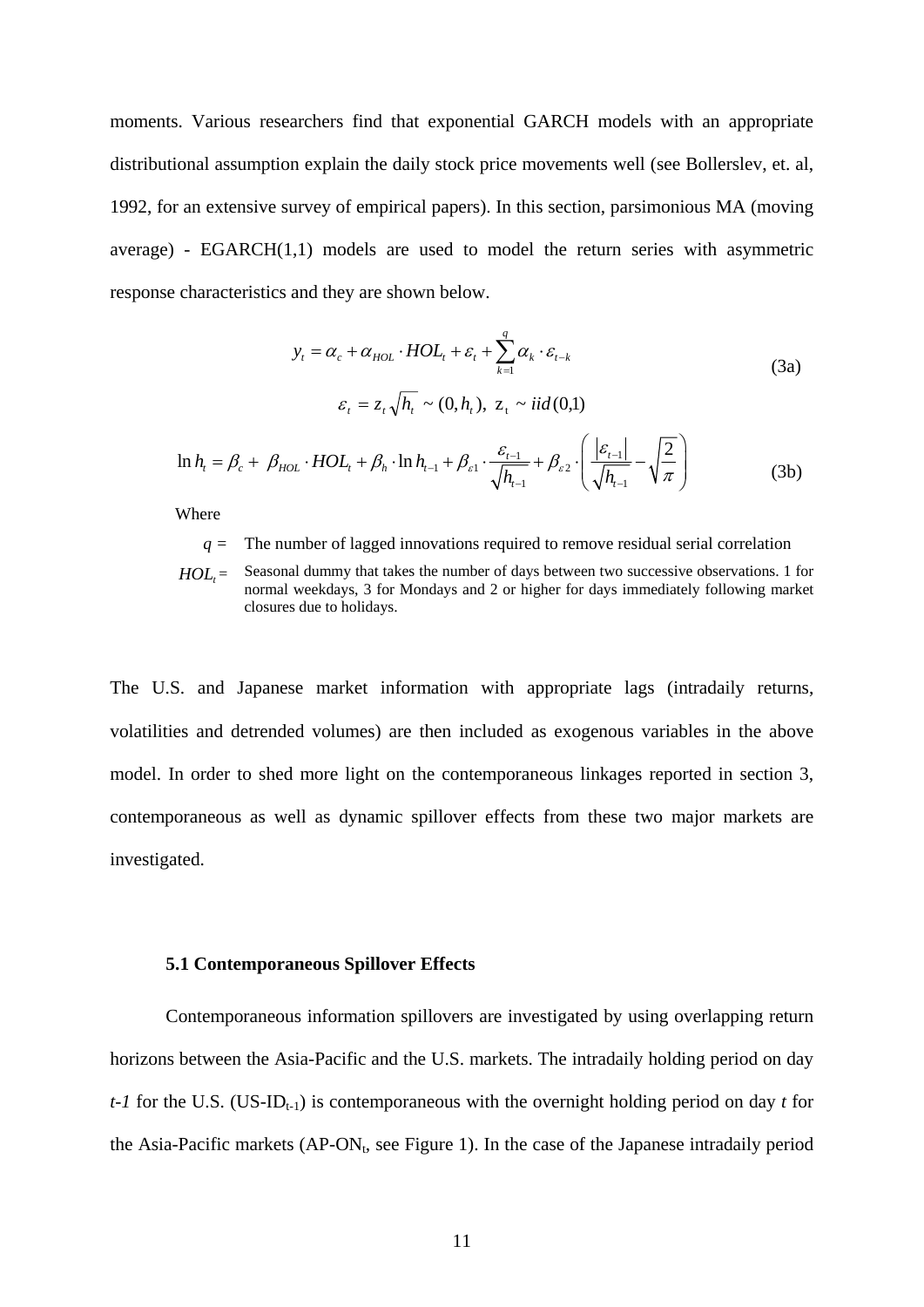moments. Various researchers find that exponential GARCH models with an appropriate distributional assumption explain the daily stock price movements well (see Bollerslev, et. al, 1992, for an extensive survey of empirical papers). In this section, parsimonious MA (moving average) - EGARCH(1,1) models are used to model the return series with asymmetric response characteristics and they are shown below.

$$y_t = \alpha_c + \alpha_{HOL} \cdot HOL_t + \varepsilon_t + \sum_{k=1}^{q} \alpha_k \cdot \varepsilon_{t-k} \tag{3a}$$

$$\varepsilon_t = z_t \sqrt{h_t} \sim (0, h_t),\ z_t \sim iid(0,1)$$

$$\ln h_t = \beta_c + \beta_{HOL} \cdot HOL_t + \beta_h \cdot \ln h_{t-1} + \beta_{\varepsilon 1} \cdot \frac{\varepsilon_{t-1}}{\sqrt{h_{t-1}}} + \beta_{\varepsilon 2} \cdot \left( \frac{|\varepsilon_{t-1}|}{\sqrt{h_{t-1}}} - \sqrt{\frac{2}{\pi}} \right) \tag{3b}$$

Where

$q$ = The number of lagged innovations required to remove residual serial correlation

$HOL_t$ = Seasonal dummy that takes the number of days between two successive observations. 1 for normal weekdays, 3 for Mondays and 2 or higher for days immediately following market closures due to holidays.

The U.S. and Japanese market information with appropriate lags (intradaily returns, volatilities and detrended volumes) are then included as exogenous variables in the above model. In order to shed more light on the contemporaneous linkages reported in section 3, contemporaneous as well as dynamic spillover effects from these two major markets are investigated.

### 5.1 Contemporaneous Spillover Effects

Contemporaneous information spillovers are investigated by using overlapping return horizons between the Asia-Pacific and the U.S. markets. The intradaily holding period on day *t-1* for the U.S. ($\text{US-ID}_{t-1}$) is contemporaneous with the overnight holding period on day *t* for the Asia-Pacific markets ($\text{AP-ON}_t$, see Figure 1). In the case of the Japanese intradaily period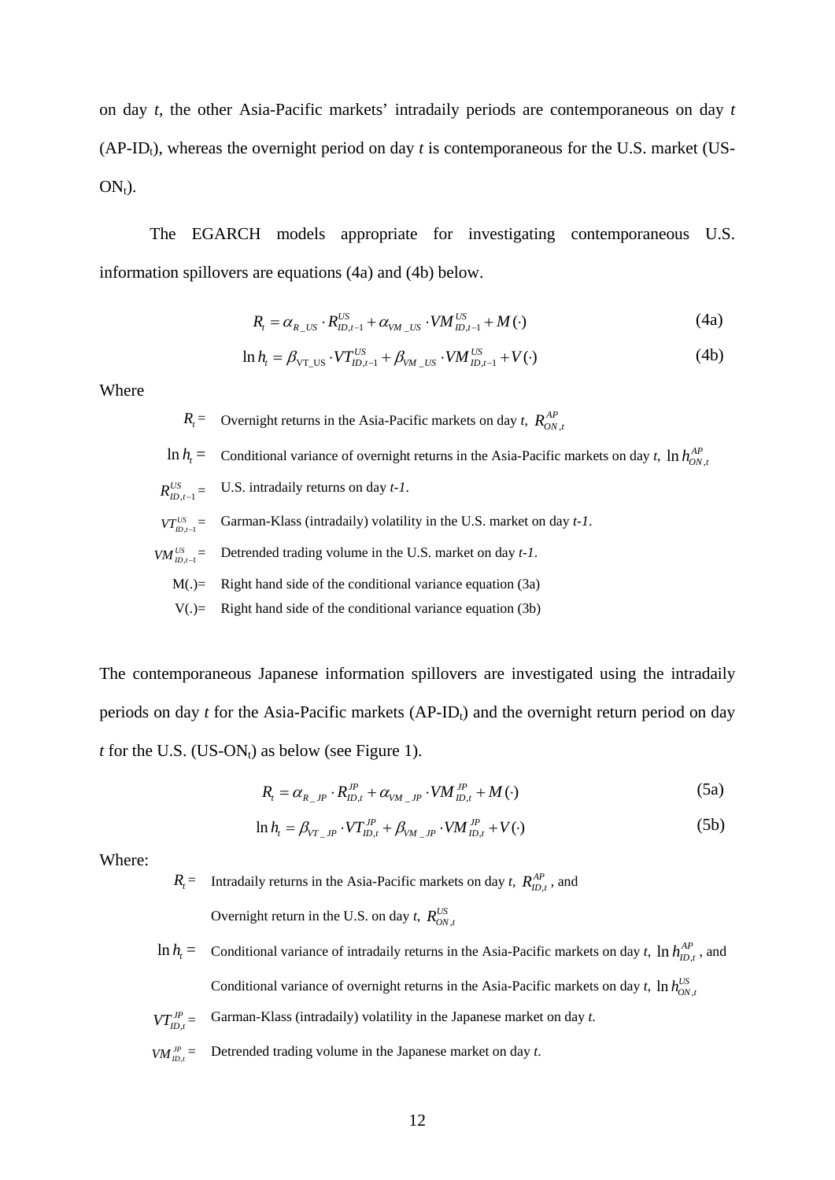on day *t*, the other Asia-Pacific markets' intradaily periods are contemporaneous on day *t* (AP-$ID_t$), whereas the overnight period on day *t* is contemporaneous for the U.S. market (US-$ON_t$).

The EGARCH models appropriate for investigating contemporaneous U.S. information spillovers are equations (4a) and (4b) below.

$$R_t = \alpha_{R\_US} \cdot R_{ID,t-1}^{US} + \alpha_{VM\_US} \cdot VM_{ID,t-1}^{US} + M(\cdot) \tag{4a}$$

$$\ln h_t = \beta_{\mathrm{VT\_US}} \cdot VT_{ID,t-1}^{US} + \beta_{VM\_US} \cdot VM_{ID,t-1}^{US} + V(\cdot) \tag{4b}$$

Where

$R_t =$ Overnight returns in the Asia-Pacific markets on day *t*, $R_{ON,t}^{AP}$

$\ln h_t =$ Conditional variance of overnight returns in the Asia-Pacific markets on day *t*, $\ln h_{ON,t}^{AP}$

$R_{ID,t-1}^{US} =$ U.S. intradaily returns on day *t-1*.

$VT_{ID,t-1}^{US} =$ Garman-Klass (intradaily) volatility in the U.S. market on day *t-1*.

$VM_{ID,t-1}^{US} =$ Detrended trading volume in the U.S. market on day *t-1*.

M(.)= Right hand side of the conditional variance equation (3a)

V(.)= Right hand side of the conditional variance equation (3b)

The contemporaneous Japanese information spillovers are investigated using the intradaily periods on day *t* for the Asia-Pacific markets (AP-$ID_t$) and the overnight return period on day *t* for the U.S. (US-$ON_t$) as below (see Figure 1).

$$R_t = \alpha_{R\_JP} \cdot R_{ID,t}^{JP} + \alpha_{VM\_JP} \cdot VM_{ID,t}^{JP} + M(\cdot) \tag{5a}$$

$$\ln h_t = \beta_{VT\_JP} \cdot VT_{ID,t}^{JP} + \beta_{VM\_JP} \cdot VM_{ID,t}^{JP} + V(\cdot) \tag{5b}$$

Where:

$R_t =$ Intradaily returns in the Asia-Pacific markets on day *t*, $R_{ID,t}^{AP}$, and

Overnight return in the U.S. on day *t*, $R_{ON,t}^{US}$

$\ln h_t =$ Conditional variance of intradaily returns in the Asia-Pacific markets on day *t*, $\ln h_{ID,t}^{AP}$, and

Conditional variance of overnight returns in the Asia-Pacific markets on day *t*, $\ln h_{ON,t}^{US}$

$VT_{ID,t}^{JP} =$ Garman-Klass (intradaily) volatility in the Japanese market on day *t*.

$VM_{ID,t}^{JP} =$ Detrended trading volume in the Japanese market on day *t*.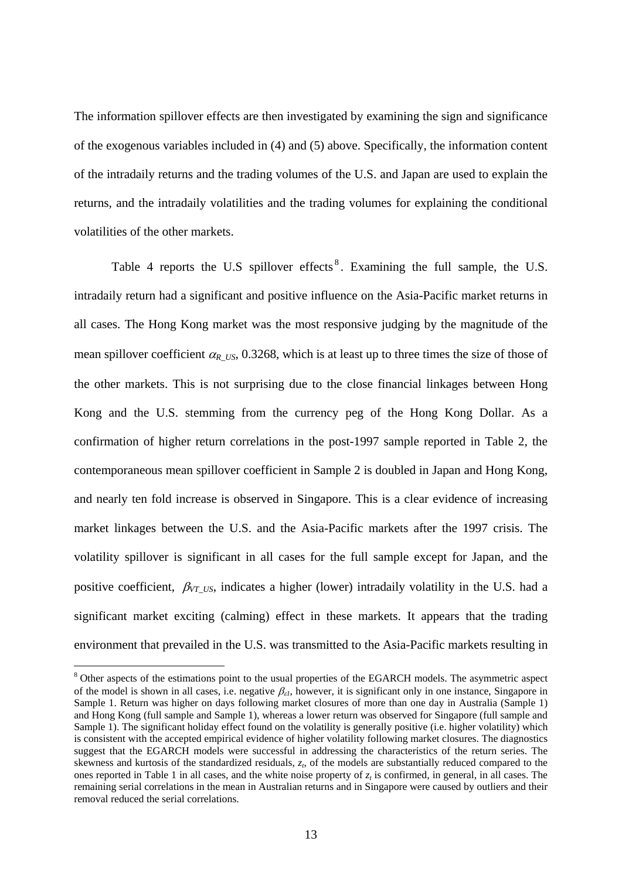The information spillover effects are then investigated by examining the sign and significance of the exogenous variables included in (4) and (5) above. Specifically, the information content of the intradaily returns and the trading volumes of the U.S. and Japan are used to explain the returns, and the intradaily volatilities and the trading volumes for explaining the conditional volatilities of the other markets.

Table 4 reports the U.S spillover effects[8]. Examining the full sample, the U.S. intradaily return had a significant and positive influence on the Asia-Pacific market returns in all cases. The Hong Kong market was the most responsive judging by the magnitude of the mean spillover coefficient $\alpha_{R\_US}$, 0.3268, which is at least up to three times the size of those of the other markets. This is not surprising due to the close financial linkages between Hong Kong and the U.S. stemming from the currency peg of the Hong Kong Dollar. As a confirmation of higher return correlations in the post-1997 sample reported in Table 2, the contemporaneous mean spillover coefficient in Sample 2 is doubled in Japan and Hong Kong, and nearly ten fold increase is observed in Singapore. This is a clear evidence of increasing market linkages between the U.S. and the Asia-Pacific markets after the 1997 crisis. The volatility spillover is significant in all cases for the full sample except for Japan, and the positive coefficient, $\beta_{VT\_US}$, indicates a higher (lower) intradaily volatility in the U.S. had a significant market exciting (calming) effect in these markets. It appears that the trading environment that prevailed in the U.S. was transmitted to the Asia-Pacific markets resulting in

[8] Other aspects of the estimations point to the usual properties of the EGARCH models. The asymmetric aspect of the model is shown in all cases, i.e. negative $\beta_{\varepsilon 1}$, however, it is significant only in one instance, Singapore in Sample 1. Return was higher on days following market closures of more than one day in Australia (Sample 1) and Hong Kong (full sample and Sample 1), whereas a lower return was observed for Singapore (full sample and Sample 1). The significant holiday effect found on the volatility is generally positive (i.e. higher volatility) which is consistent with the accepted empirical evidence of higher volatility following market closures. The diagnostics suggest that the EGARCH models were successful in addressing the characteristics of the return series. The skewness and kurtosis of the standardized residuals, $z_t$, of the models are substantially reduced compared to the ones reported in Table 1 in all cases, and the white noise property of $z_t$ is confirmed, in general, in all cases. The remaining serial correlations in the mean in Australian returns and in Singapore were caused by outliers and their removal reduced the serial correlations.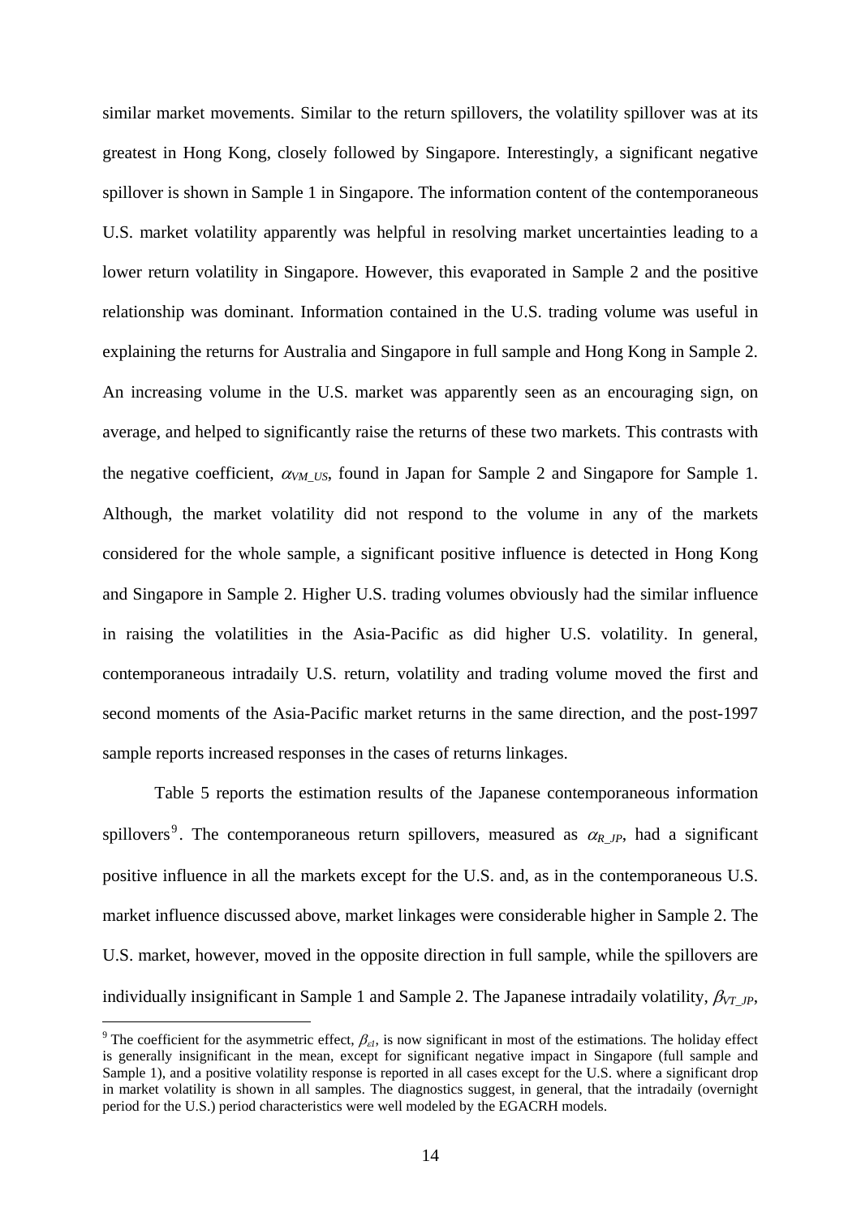similar market movements. Similar to the return spillovers, the volatility spillover was at its greatest in Hong Kong, closely followed by Singapore. Interestingly, a significant negative spillover is shown in Sample 1 in Singapore. The information content of the contemporaneous U.S. market volatility apparently was helpful in resolving market uncertainties leading to a lower return volatility in Singapore. However, this evaporated in Sample 2 and the positive relationship was dominant. Information contained in the U.S. trading volume was useful in explaining the returns for Australia and Singapore in full sample and Hong Kong in Sample 2. An increasing volume in the U.S. market was apparently seen as an encouraging sign, on average, and helped to significantly raise the returns of these two markets. This contrasts with the negative coefficient, $\alpha_{VM\_US}$, found in Japan for Sample 2 and Singapore for Sample 1. Although, the market volatility did not respond to the volume in any of the markets considered for the whole sample, a significant positive influence is detected in Hong Kong and Singapore in Sample 2. Higher U.S. trading volumes obviously had the similar influence in raising the volatilities in the Asia-Pacific as did higher U.S. volatility. In general, contemporaneous intradaily U.S. return, volatility and trading volume moved the first and second moments of the Asia-Pacific market returns in the same direction, and the post-1997 sample reports increased responses in the cases of returns linkages.

Table 5 reports the estimation results of the Japanese contemporaneous information spillovers[9]. The contemporaneous return spillovers, measured as $\alpha_{R\_JP}$, had a significant positive influence in all the markets except for the U.S. and, as in the contemporaneous U.S. market influence discussed above, market linkages were considerable higher in Sample 2. The U.S. market, however, moved in the opposite direction in full sample, while the spillovers are individually insignificant in Sample 1 and Sample 2. The Japanese intradaily volatility, $\beta_{VT\_JP}$,

[9] The coefficient for the asymmetric effect, $\beta_{\varepsilon 1}$, is now significant in most of the estimations. The holiday effect is generally insignificant in the mean, except for significant negative impact in Singapore (full sample and Sample 1), and a positive volatility response is reported in all cases except for the U.S. where a significant drop in market volatility is shown in all samples. The diagnostics suggest, in general, that the intradaily (overnight period for the U.S.) period characteristics were well modeled by the EGACRH models.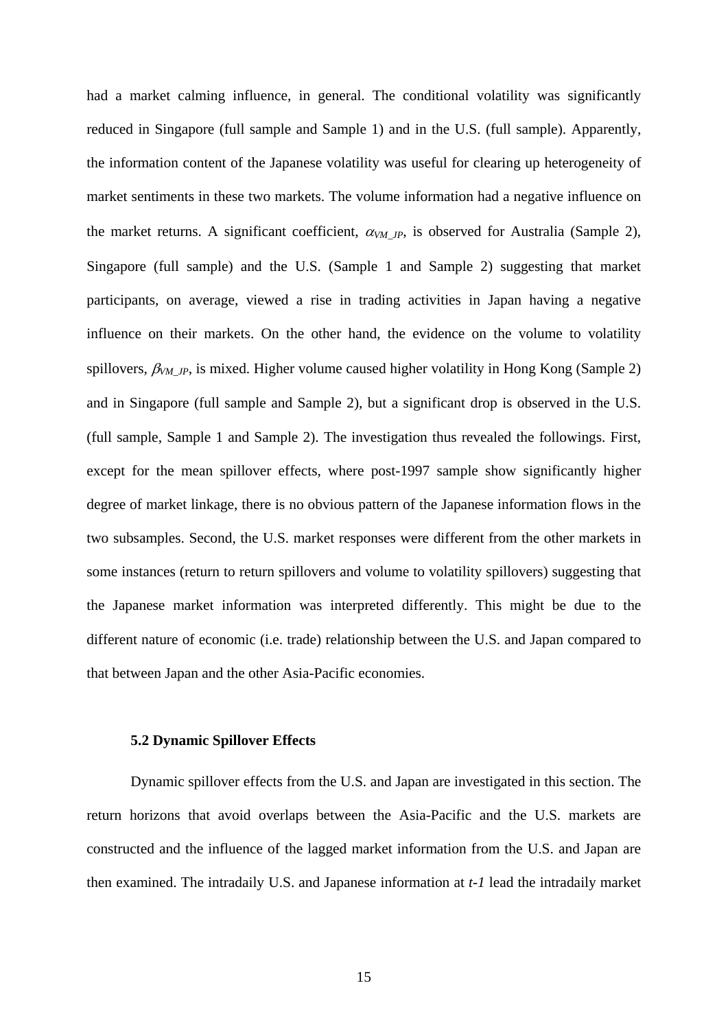had a market calming influence, in general. The conditional volatility was significantly reduced in Singapore (full sample and Sample 1) and in the U.S. (full sample). Apparently, the information content of the Japanese volatility was useful for clearing up heterogeneity of market sentiments in these two markets. The volume information had a negative influence on the market returns. A significant coefficient, $\alpha_{VM\_JP}$, is observed for Australia (Sample 2), Singapore (full sample) and the U.S. (Sample 1 and Sample 2) suggesting that market participants, on average, viewed a rise in trading activities in Japan having a negative influence on their markets. On the other hand, the evidence on the volume to volatility spillovers, $\beta_{VM\_JP}$, is mixed. Higher volume caused higher volatility in Hong Kong (Sample 2) and in Singapore (full sample and Sample 2), but a significant drop is observed in the U.S. (full sample, Sample 1 and Sample 2). The investigation thus revealed the followings. First, except for the mean spillover effects, where post-1997 sample show significantly higher degree of market linkage, there is no obvious pattern of the Japanese information flows in the two subsamples. Second, the U.S. market responses were different from the other markets in some instances (return to return spillovers and volume to volatility spillovers) suggesting that the Japanese market information was interpreted differently. This might be due to the different nature of economic (i.e. trade) relationship between the U.S. and Japan compared to that between Japan and the other Asia-Pacific economies.

### 5.2 Dynamic Spillover Effects

Dynamic spillover effects from the U.S. and Japan are investigated in this section. The return horizons that avoid overlaps between the Asia-Pacific and the U.S. markets are constructed and the influence of the lagged market information from the U.S. and Japan are then examined. The intradaily U.S. and Japanese information at *t-1* lead the intradaily market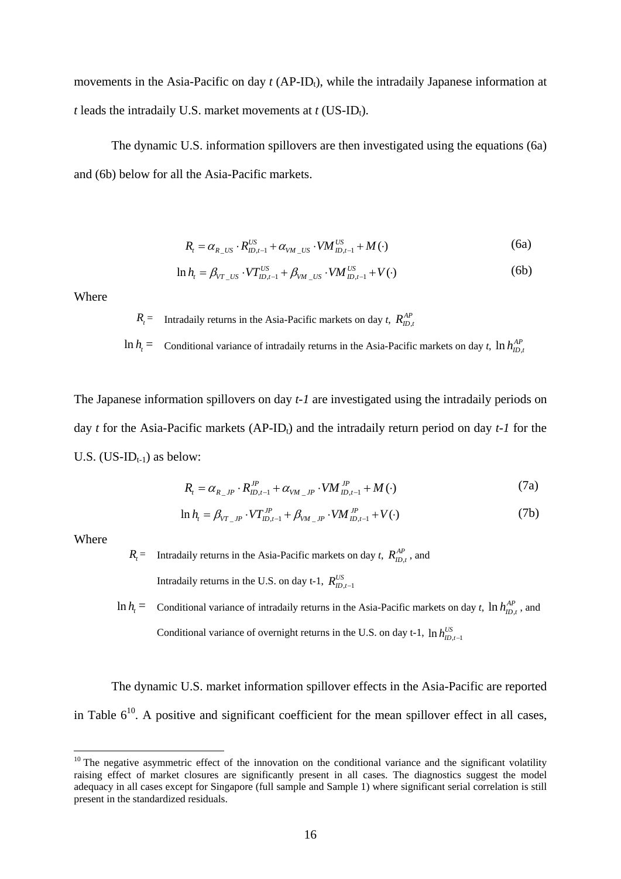movements in the Asia-Pacific on day *t* (AP-ID$_t$), while the intradaily Japanese information at *t* leads the intradaily U.S. market movements at *t* (US-ID$_t$).

The dynamic U.S. information spillovers are then investigated using the equations (6a) and (6b) below for all the Asia-Pacific markets.

$$R_t = \alpha_{R\_US} \cdot R_{ID,t-1}^{US} + \alpha_{VM\_US} \cdot VM_{ID,t-1}^{US} + M(\cdot) \tag{6a}$$

$$\ln h_t = \beta_{VT\_US} \cdot VT_{ID,t-1}^{US} + \beta_{VM\_US} \cdot VM_{ID,t-1}^{US} + V(\cdot) \tag{6b}$$

Where

$R_t =$ Intradaily returns in the Asia-Pacific markets on day *t*, $R_{ID,t}^{AP}$

$\ln h_t =$ Conditional variance of intradaily returns in the Asia-Pacific markets on day *t*, $\ln h_{ID,t}^{AP}$

The Japanese information spillovers on day *t-1* are investigated using the intradaily periods on day *t* for the Asia-Pacific markets (AP-ID$_t$) and the intradaily return period on day *t-1* for the U.S. (US-ID$_{t-1}$) as below:

$$R_t = \alpha_{R\_JP} \cdot R_{ID,t-1}^{JP} + \alpha_{VM\_JP} \cdot VM_{ID,t-1}^{JP} + M(\cdot) \tag{7a}$$

$$\ln h_t = \beta_{VT\_JP} \cdot VT_{ID,t-1}^{JP} + \beta_{VM\_JP} \cdot VM_{ID,t-1}^{JP} + V(\cdot) \tag{7b}$$

Where

$R_t =$ Intradaily returns in the Asia-Pacific markets on day *t*, $R_{ID,t}^{AP}$, and
Intradaily returns in the U.S. on day t-1, $R_{ID,t-1}^{US}$

$\ln h_t =$ Conditional variance of intradaily returns in the Asia-Pacific markets on day *t*, $\ln h_{ID,t}^{AP}$, and
Conditional variance of overnight returns in the U.S. on day t-1, $\ln h_{ID,t-1}^{US}$

The dynamic U.S. market information spillover effects in the Asia-Pacific are reported in Table 6[10]. A positive and significant coefficient for the mean spillover effect in all cases,

[10] The negative asymmetric effect of the innovation on the conditional variance and the significant volatility raising effect of market closures are significantly present in all cases. The diagnostics suggest the model adequacy in all cases except for Singapore (full sample and Sample 1) where significant serial correlation is still present in the standardized residuals.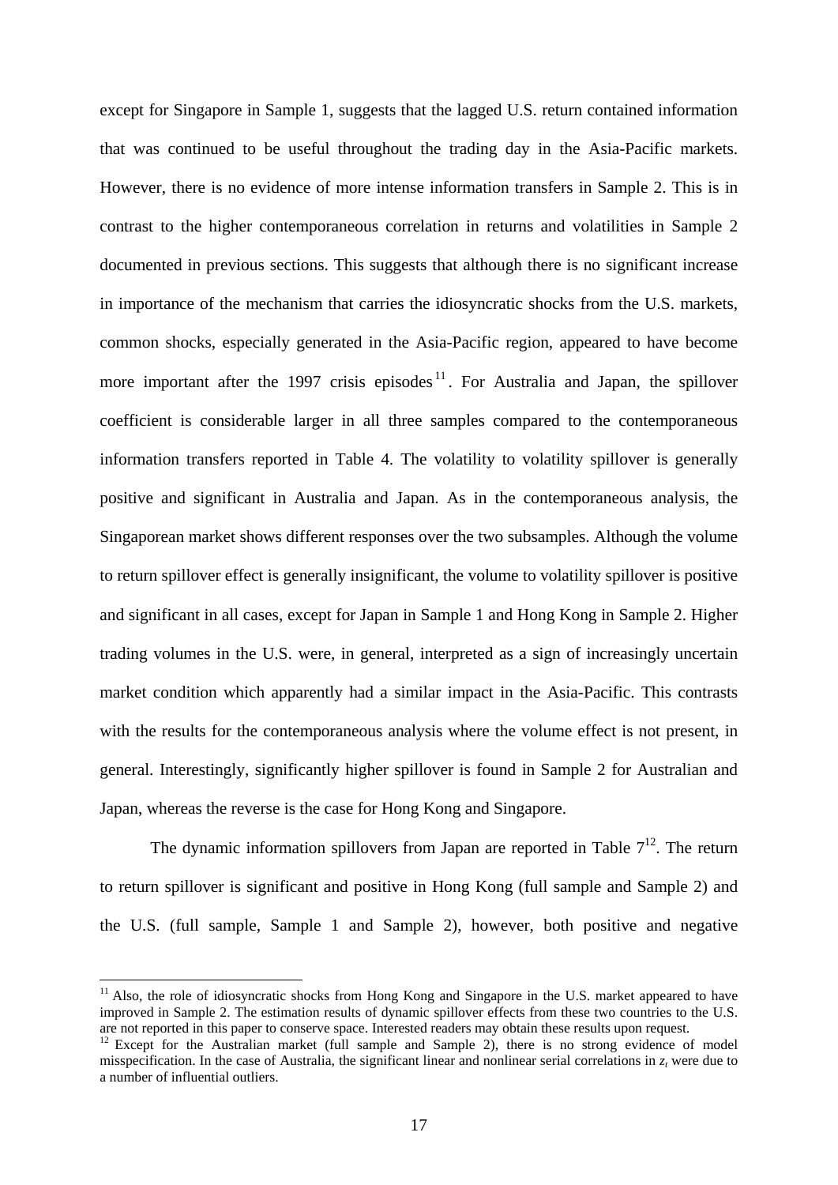except for Singapore in Sample 1, suggests that the lagged U.S. return contained information that was continued to be useful throughout the trading day in the Asia-Pacific markets. However, there is no evidence of more intense information transfers in Sample 2. This is in contrast to the higher contemporaneous correlation in returns and volatilities in Sample 2 documented in previous sections. This suggests that although there is no significant increase in importance of the mechanism that carries the idiosyncratic shocks from the U.S. markets, common shocks, especially generated in the Asia-Pacific region, appeared to have become more important after the 1997 crisis episodes[11]. For Australia and Japan, the spillover coefficient is considerable larger in all three samples compared to the contemporaneous information transfers reported in Table 4. The volatility to volatility spillover is generally positive and significant in Australia and Japan. As in the contemporaneous analysis, the Singaporean market shows different responses over the two subsamples. Although the volume to return spillover effect is generally insignificant, the volume to volatility spillover is positive and significant in all cases, except for Japan in Sample 1 and Hong Kong in Sample 2. Higher trading volumes in the U.S. were, in general, interpreted as a sign of increasingly uncertain market condition which apparently had a similar impact in the Asia-Pacific. This contrasts with the results for the contemporaneous analysis where the volume effect is not present, in general. Interestingly, significantly higher spillover is found in Sample 2 for Australian and Japan, whereas the reverse is the case for Hong Kong and Singapore.

The dynamic information spillovers from Japan are reported in Table 7[12]. The return to return spillover is significant and positive in Hong Kong (full sample and Sample 2) and the U.S. (full sample, Sample 1 and Sample 2), however, both positive and negative

---

[11] Also, the role of idiosyncratic shocks from Hong Kong and Singapore in the U.S. market appeared to have improved in Sample 2. The estimation results of dynamic spillover effects from these two countries to the U.S. are not reported in this paper to conserve space. Interested readers may obtain these results upon request.

[12] Except for the Australian market (full sample and Sample 2), there is no strong evidence of model misspecification. In the case of Australia, the significant linear and nonlinear serial correlations in $z_t$ were due to a number of influential outliers.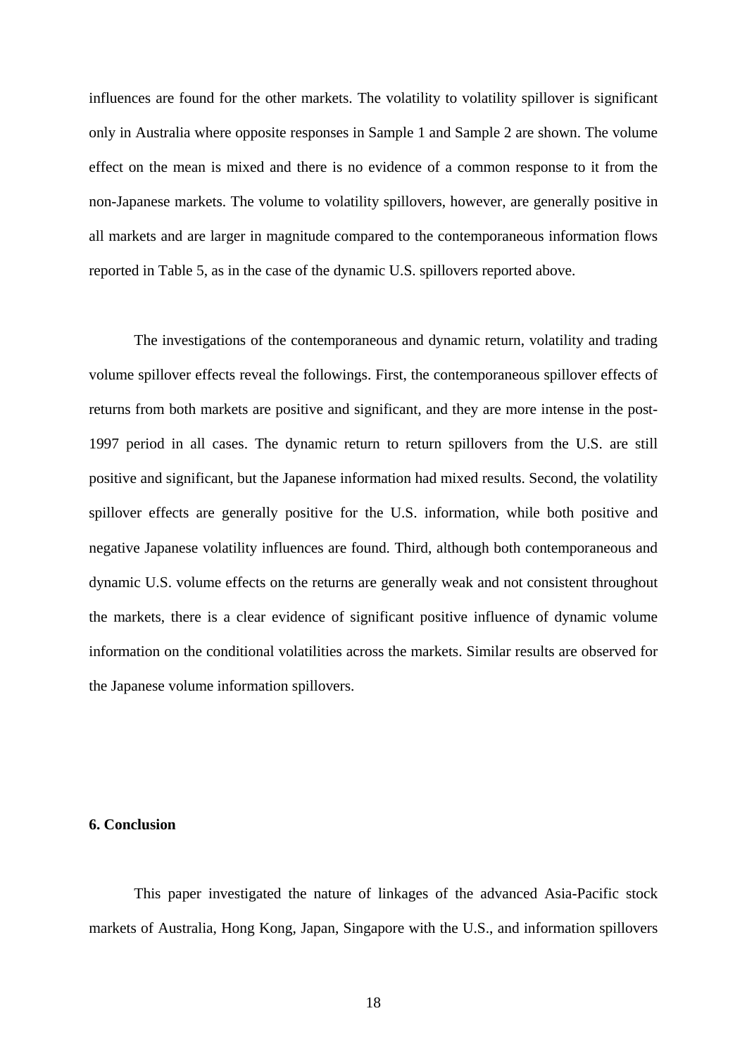influences are found for the other markets. The volatility to volatility spillover is significant only in Australia where opposite responses in Sample 1 and Sample 2 are shown. The volume effect on the mean is mixed and there is no evidence of a common response to it from the non-Japanese markets. The volume to volatility spillovers, however, are generally positive in all markets and are larger in magnitude compared to the contemporaneous information flows reported in Table 5, as in the case of the dynamic U.S. spillovers reported above.

The investigations of the contemporaneous and dynamic return, volatility and trading volume spillover effects reveal the followings. First, the contemporaneous spillover effects of returns from both markets are positive and significant, and they are more intense in the post-1997 period in all cases. The dynamic return to return spillovers from the U.S. are still positive and significant, but the Japanese information had mixed results. Second, the volatility spillover effects are generally positive for the U.S. information, while both positive and negative Japanese volatility influences are found. Third, although both contemporaneous and dynamic U.S. volume effects on the returns are generally weak and not consistent throughout the markets, there is a clear evidence of significant positive influence of dynamic volume information on the conditional volatilities across the markets. Similar results are observed for the Japanese volume information spillovers.

## 6. Conclusion

This paper investigated the nature of linkages of the advanced Asia-Pacific stock markets of Australia, Hong Kong, Japan, Singapore with the U.S., and information spillovers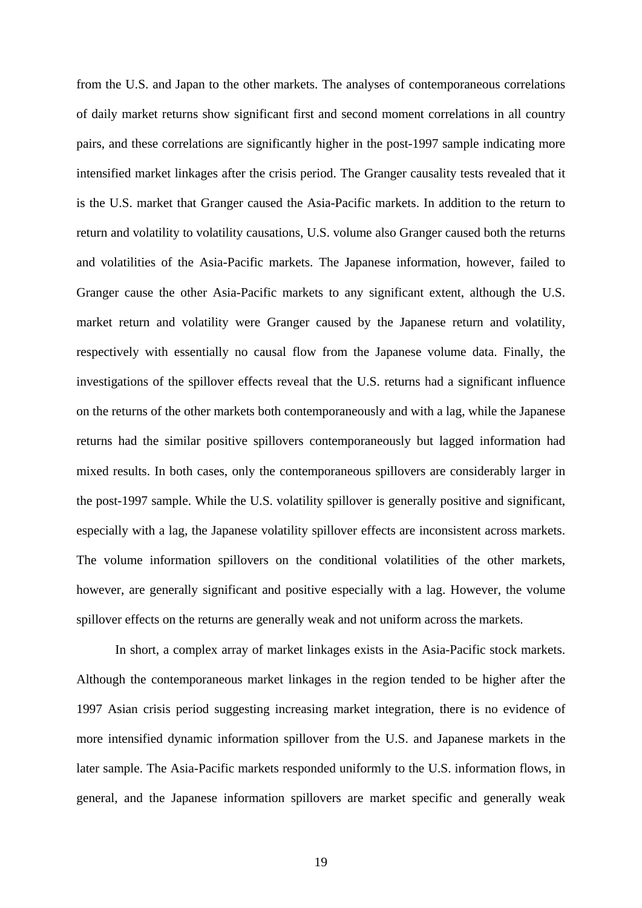from the U.S. and Japan to the other markets. The analyses of contemporaneous correlations of daily market returns show significant first and second moment correlations in all country pairs, and these correlations are significantly higher in the post-1997 sample indicating more intensified market linkages after the crisis period. The Granger causality tests revealed that it is the U.S. market that Granger caused the Asia-Pacific markets. In addition to the return to return and volatility to volatility causations, U.S. volume also Granger caused both the returns and volatilities of the Asia-Pacific markets. The Japanese information, however, failed to Granger cause the other Asia-Pacific markets to any significant extent, although the U.S. market return and volatility were Granger caused by the Japanese return and volatility, respectively with essentially no causal flow from the Japanese volume data. Finally, the investigations of the spillover effects reveal that the U.S. returns had a significant influence on the returns of the other markets both contemporaneously and with a lag, while the Japanese returns had the similar positive spillovers contemporaneously but lagged information had mixed results. In both cases, only the contemporaneous spillovers are considerably larger in the post-1997 sample. While the U.S. volatility spillover is generally positive and significant, especially with a lag, the Japanese volatility spillover effects are inconsistent across markets. The volume information spillovers on the conditional volatilities of the other markets, however, are generally significant and positive especially with a lag. However, the volume spillover effects on the returns are generally weak and not uniform across the markets.

In short, a complex array of market linkages exists in the Asia-Pacific stock markets. Although the contemporaneous market linkages in the region tended to be higher after the 1997 Asian crisis period suggesting increasing market integration, there is no evidence of more intensified dynamic information spillover from the U.S. and Japanese markets in the later sample. The Asia-Pacific markets responded uniformly to the U.S. information flows, in general, and the Japanese information spillovers are market specific and generally weak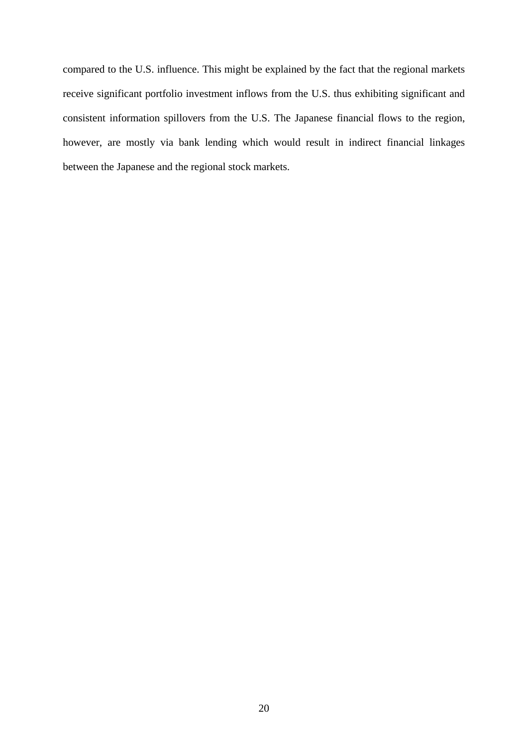compared to the U.S. influence. This might be explained by the fact that the regional markets receive significant portfolio investment inflows from the U.S. thus exhibiting significant and consistent information spillovers from the U.S. The Japanese financial flows to the region, however, are mostly via bank lending which would result in indirect financial linkages between the Japanese and the regional stock markets.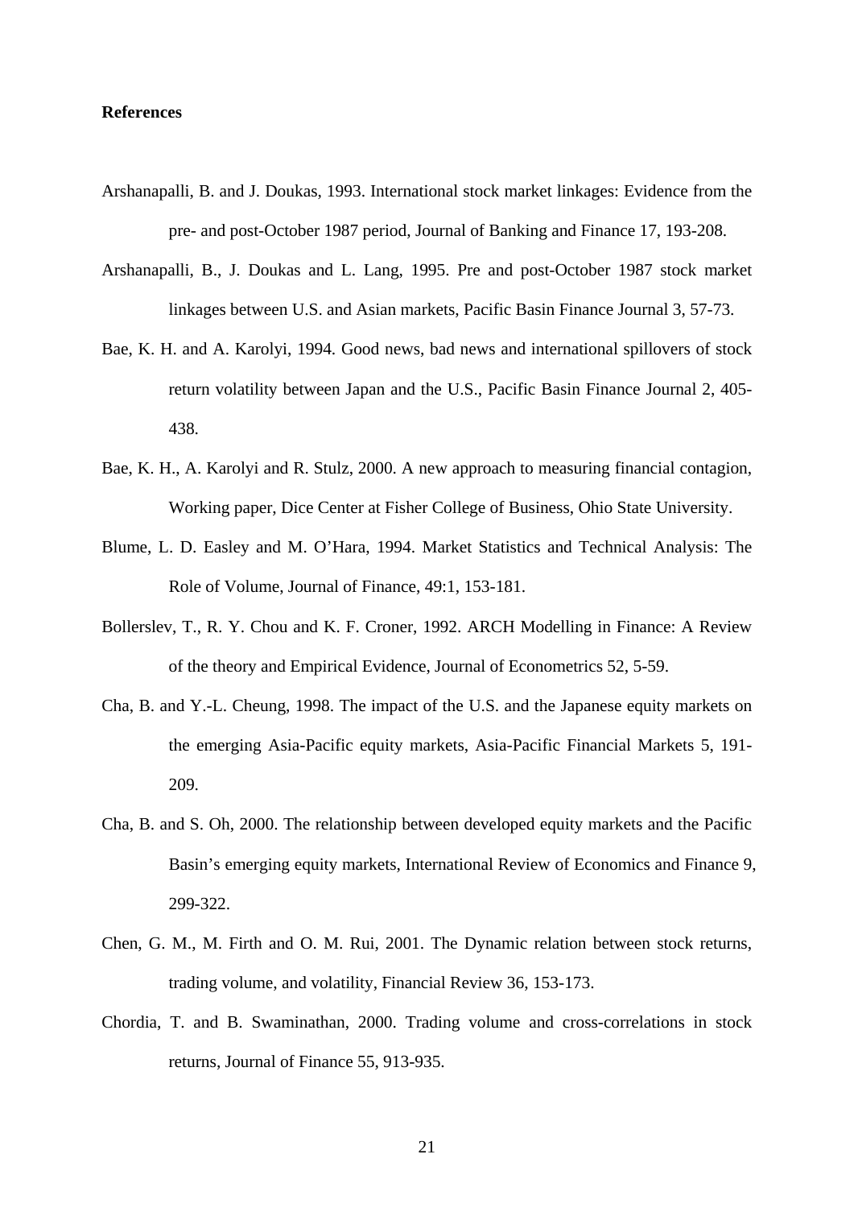**References**

Arshanapalli, B. and J. Doukas, 1993. International stock market linkages: Evidence from the pre- and post-October 1987 period, Journal of Banking and Finance 17, 193-208.

Arshanapalli, B., J. Doukas and L. Lang, 1995. Pre and post-October 1987 stock market linkages between U.S. and Asian markets, Pacific Basin Finance Journal 3, 57-73.

Bae, K. H. and A. Karolyi, 1994. Good news, bad news and international spillovers of stock return volatility between Japan and the U.S., Pacific Basin Finance Journal 2, 405-438.

Bae, K. H., A. Karolyi and R. Stulz, 2000. A new approach to measuring financial contagion, Working paper, Dice Center at Fisher College of Business, Ohio State University.

Blume, L. D. Easley and M. O'Hara, 1994. Market Statistics and Technical Analysis: The Role of Volume, Journal of Finance, 49:1, 153-181.

Bollerslev, T., R. Y. Chou and K. F. Croner, 1992. ARCH Modelling in Finance: A Review of the theory and Empirical Evidence, Journal of Econometrics 52, 5-59.

Cha, B. and Y.-L. Cheung, 1998. The impact of the U.S. and the Japanese equity markets on the emerging Asia-Pacific equity markets, Asia-Pacific Financial Markets 5, 191-209.

Cha, B. and S. Oh, 2000. The relationship between developed equity markets and the Pacific Basin's emerging equity markets, International Review of Economics and Finance 9, 299-322.

Chen, G. M., M. Firth and O. M. Rui, 2001. The Dynamic relation between stock returns, trading volume, and volatility, Financial Review 36, 153-173.

Chordia, T. and B. Swaminathan, 2000. Trading volume and cross-correlations in stock returns, Journal of Finance 55, 913-935.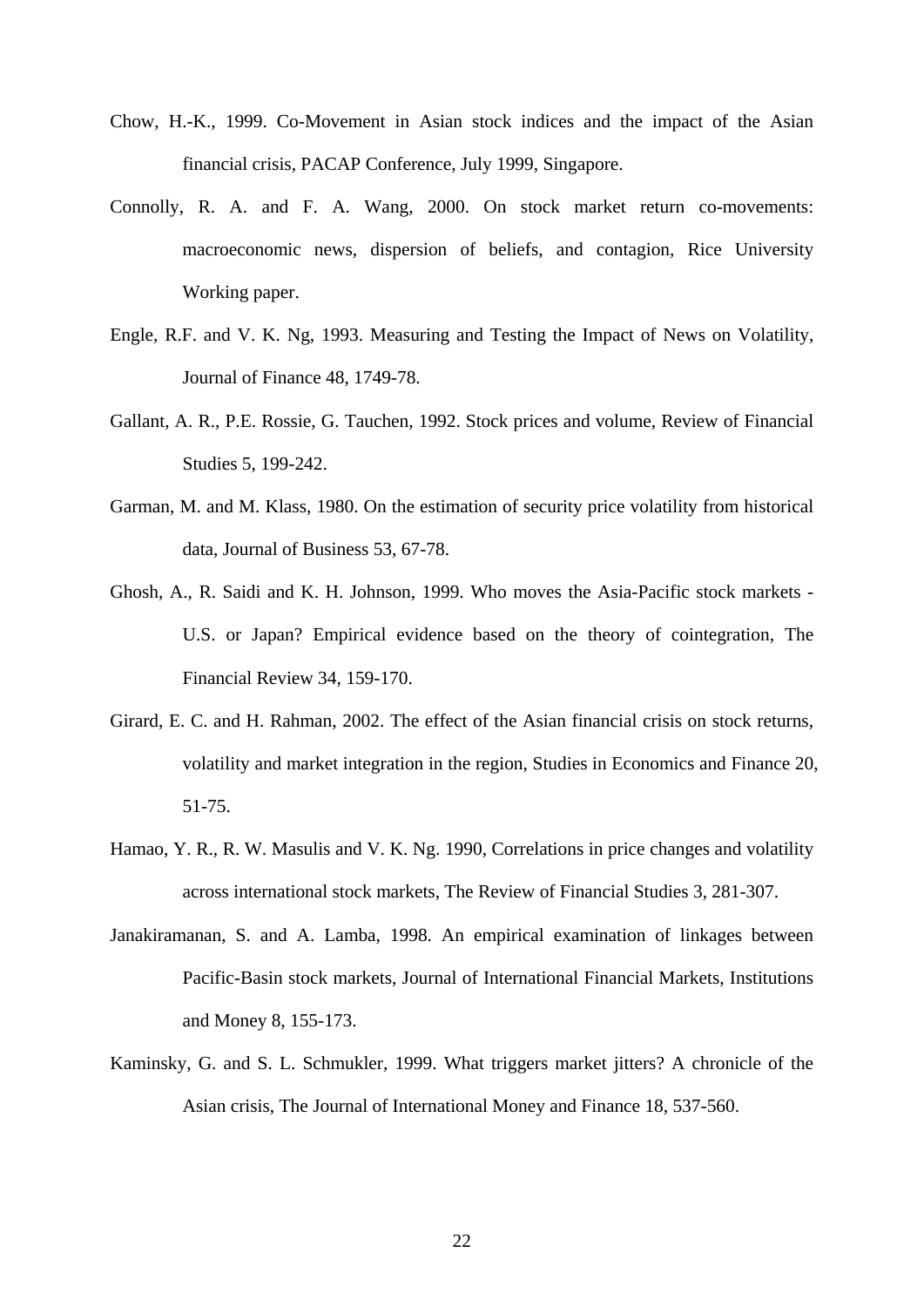Chow, H.-K., 1999. Co-Movement in Asian stock indices and the impact of the Asian financial crisis, PACAP Conference, July 1999, Singapore.

Connolly, R. A. and F. A. Wang, 2000. On stock market return co-movements: macroeconomic news, dispersion of beliefs, and contagion, Rice University Working paper.

Engle, R.F. and V. K. Ng, 1993. Measuring and Testing the Impact of News on Volatility, Journal of Finance 48, 1749-78.

Gallant, A. R., P.E. Rossie, G. Tauchen, 1992. Stock prices and volume, Review of Financial Studies 5, 199-242.

Garman, M. and M. Klass, 1980. On the estimation of security price volatility from historical data, Journal of Business 53, 67-78.

Ghosh, A., R. Saidi and K. H. Johnson, 1999. Who moves the Asia-Pacific stock markets - U.S. or Japan? Empirical evidence based on the theory of cointegration, The Financial Review 34, 159-170.

Girard, E. C. and H. Rahman, 2002. The effect of the Asian financial crisis on stock returns, volatility and market integration in the region, Studies in Economics and Finance 20, 51-75.

Hamao, Y. R., R. W. Masulis and V. K. Ng. 1990, Correlations in price changes and volatility across international stock markets, The Review of Financial Studies 3, 281-307.

Janakiramanan, S. and A. Lamba, 1998. An empirical examination of linkages between Pacific-Basin stock markets, Journal of International Financial Markets, Institutions and Money 8, 155-173.

Kaminsky, G. and S. L. Schmukler, 1999. What triggers market jitters? A chronicle of the Asian crisis, The Journal of International Money and Finance 18, 537-560.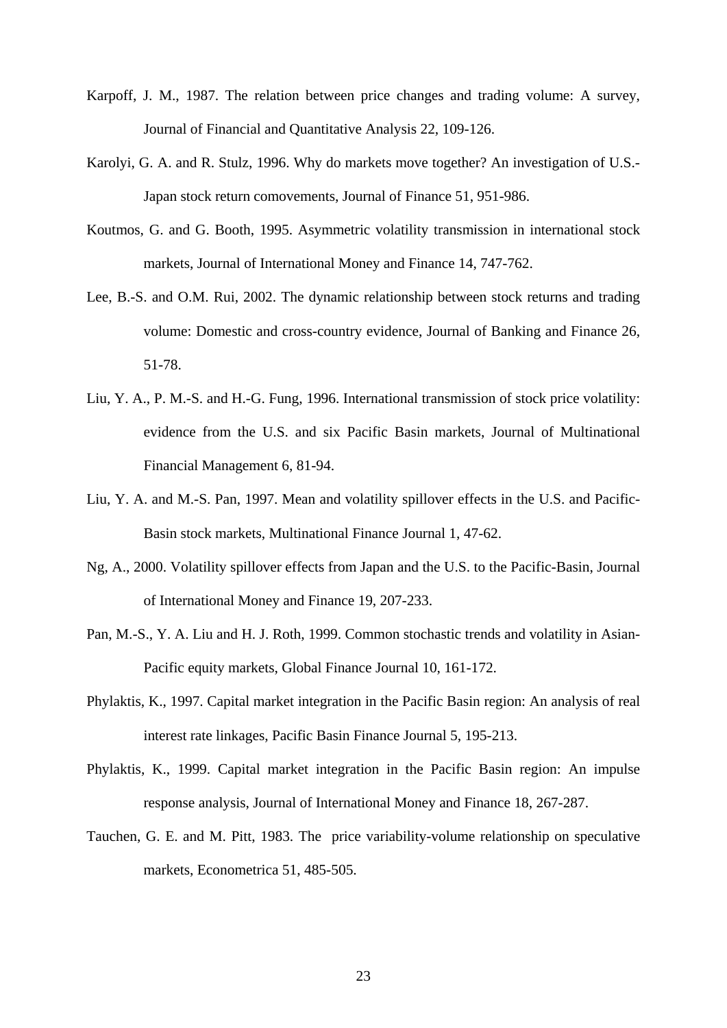Karpoff, J. M., 1987. The relation between price changes and trading volume: A survey, Journal of Financial and Quantitative Analysis 22, 109-126.

Karolyi, G. A. and R. Stulz, 1996. Why do markets move together? An investigation of U.S.-Japan stock return comovements, Journal of Finance 51, 951-986.

Koutmos, G. and G. Booth, 1995. Asymmetric volatility transmission in international stock markets, Journal of International Money and Finance 14, 747-762.

Lee, B.-S. and O.M. Rui, 2002. The dynamic relationship between stock returns and trading volume: Domestic and cross-country evidence, Journal of Banking and Finance 26, 51-78.

Liu, Y. A., P. M.-S. and H.-G. Fung, 1996. International transmission of stock price volatility: evidence from the U.S. and six Pacific Basin markets, Journal of Multinational Financial Management 6, 81-94.

Liu, Y. A. and M.-S. Pan, 1997. Mean and volatility spillover effects in the U.S. and Pacific-Basin stock markets, Multinational Finance Journal 1, 47-62.

Ng, A., 2000. Volatility spillover effects from Japan and the U.S. to the Pacific-Basin, Journal of International Money and Finance 19, 207-233.

Pan, M.-S., Y. A. Liu and H. J. Roth, 1999. Common stochastic trends and volatility in Asian-Pacific equity markets, Global Finance Journal 10, 161-172.

Phylaktis, K., 1997. Capital market integration in the Pacific Basin region: An analysis of real interest rate linkages, Pacific Basin Finance Journal 5, 195-213.

Phylaktis, K., 1999. Capital market integration in the Pacific Basin region: An impulse response analysis, Journal of International Money and Finance 18, 267-287.

Tauchen, G. E. and M. Pitt, 1983. The price variability-volume relationship on speculative markets, Econometrica 51, 485-505.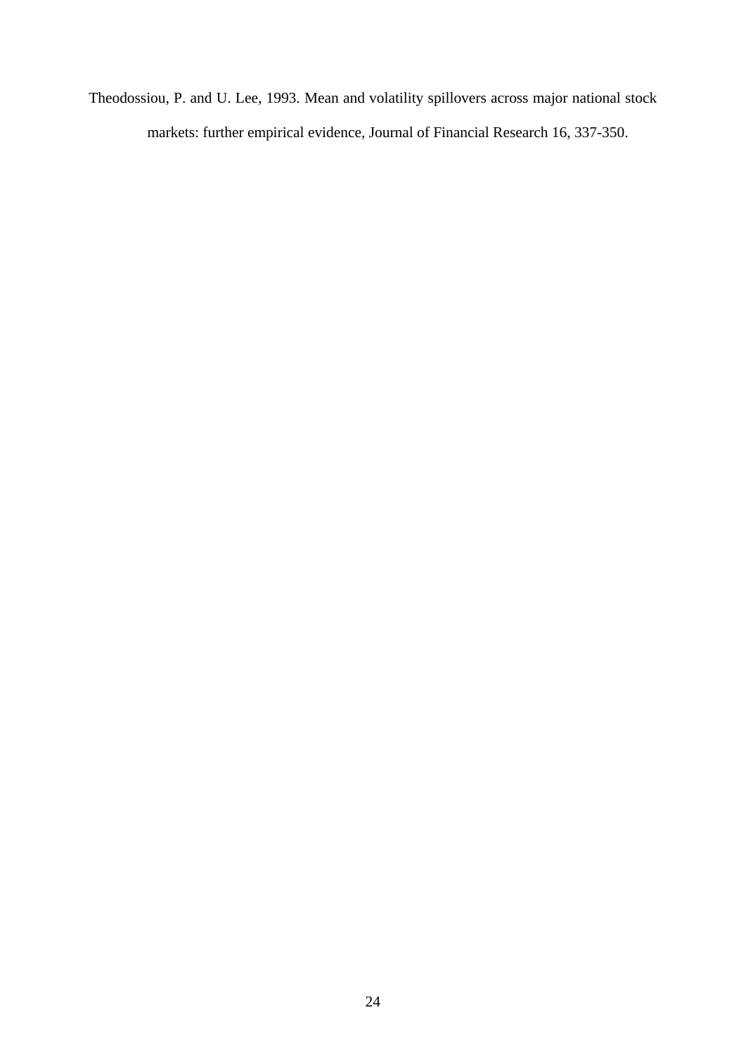Theodossiou, P. and U. Lee, 1993. Mean and volatility spillovers across major national stock markets: further empirical evidence, Journal of Financial Research 16, 337-350.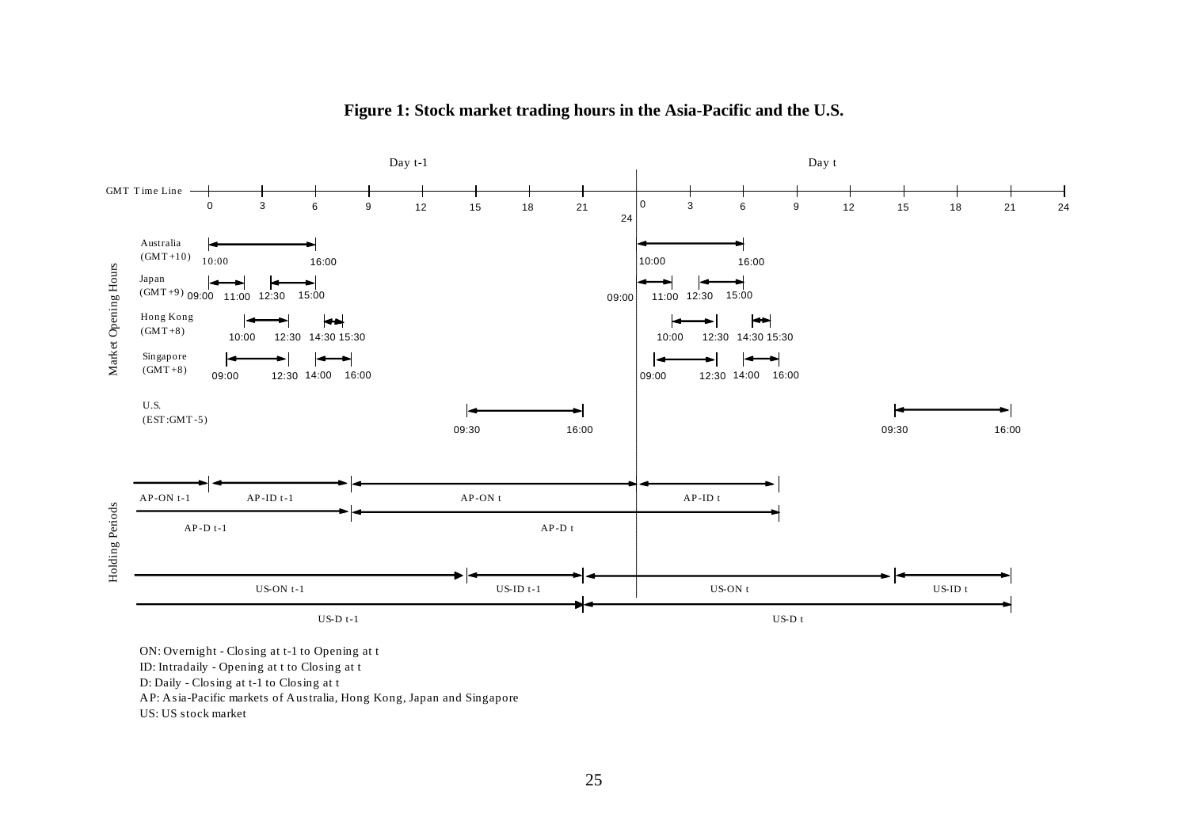**Figure 1: Stock market trading hours in the Asia-Pacific and the U.S.**

ON: Overnight - Closing at t-1 to Opening at t
ID: Intradaily - Opening at t to Closing at t
D: Daily - Closing at t-1 to Closing at t
AP: Asia-Pacific markets of Australia, Hong Kong, Japan and Singapore
US: US stock market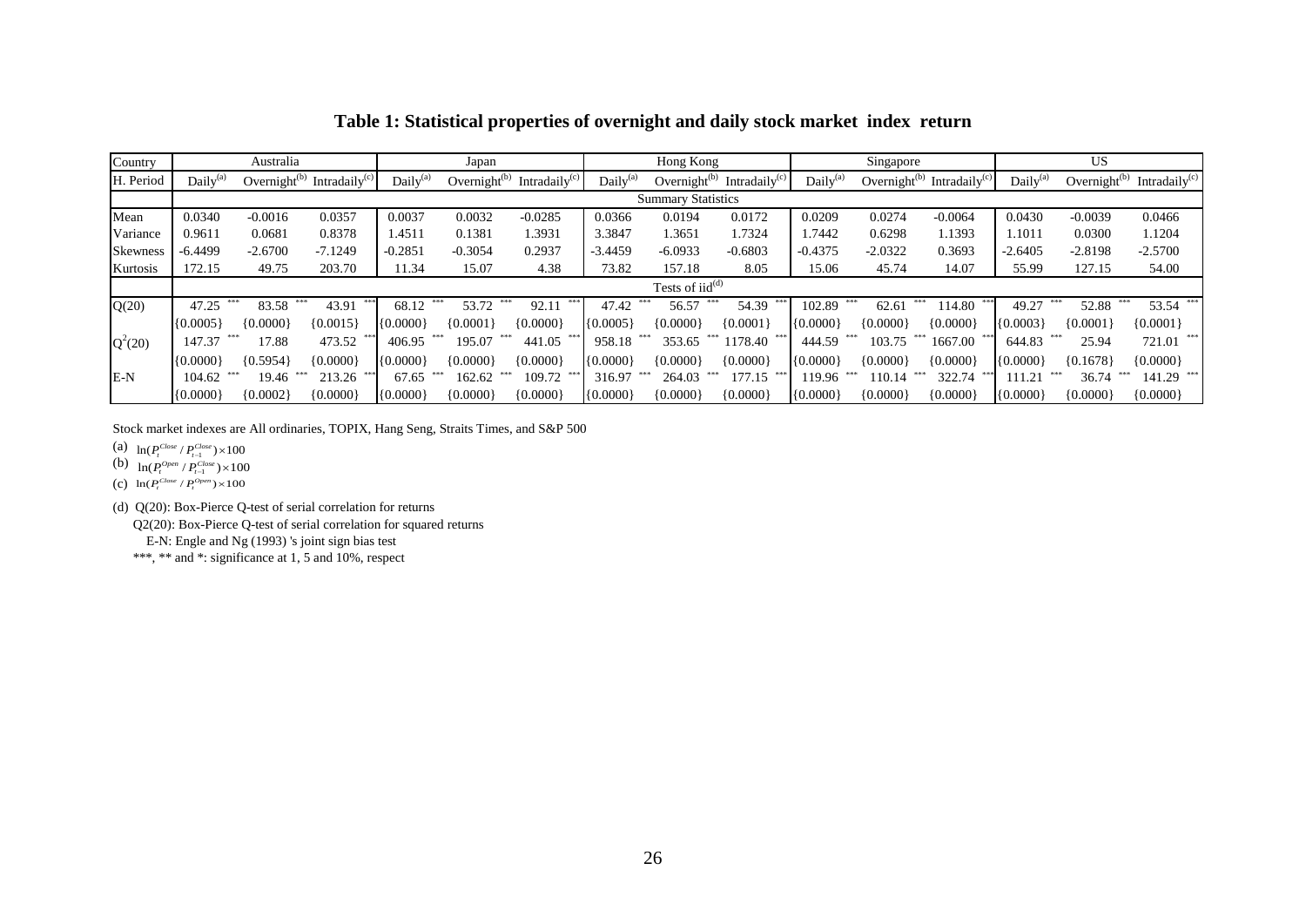# Table 1: Statistical properties of overnight and daily stock market index return

| Country | Australia | | | Japan | | | Hong Kong | | | Singapore | | | US | | |
|---|---|---|---|---|---|---|---|---|---|---|---|---|---|---|---|
| H. Period | Daily[(a)] | Overnight[(b)] | Intradaily[(c)] | Daily[(a)] | Overnight[(b)] | Intradaily[(c)] | Daily[(a)] | Overnight[(b)] | Intradaily[(c)] | Daily[(a)] | Overnight[(b)] | Intradaily[(c)] | Daily[(a)] | Overnight[(b)] | Intradaily[(c)] |
| | Summary Statistics | | | | | | | | | | | | | | |
| Mean | 0.0340 | -0.0016 | 0.0357 | 0.0037 | 0.0032 | -0.0285 | 0.0366 | 0.0194 | 0.0172 | 0.0209 | 0.0274 | -0.0064 | 0.0430 | -0.0039 | 0.0466 |
| Variance | 0.9611 | 0.0681 | 0.8378 | 1.4511 | 0.1381 | 1.3931 | 3.3847 | 1.3651 | 1.7324 | 1.7442 | 0.6298 | 1.1393 | 1.1011 | 0.0300 | 1.1204 |
| Skewness | -6.4499 | -2.6700 | -7.1249 | -0.2851 | -0.3054 | 0.2937 | -3.4459 | -6.0933 | -0.6803 | -0.4375 | -2.0322 | 0.3693 | -2.6405 | -2.8198 | -2.5700 |
| Kurtosis | 172.15 | 49.75 | 203.70 | 11.34 | 15.07 | 4.38 | 73.82 | 157.18 | 8.05 | 15.06 | 45.74 | 14.07 | 55.99 | 127.15 | 54.00 |
| | Tests of iid[(d)] | | | | | | | | | | | | | | |
| Q(20) | 47.25 *** | 83.58 *** | 43.91 *** | 68.12 *** | 53.72 *** | 92.11 *** | 47.42 *** | 56.57 *** | 54.39 *** | 102.89 *** | 62.61 *** | 114.80 *** | 49.27 *** | 52.88 *** | 53.54 *** |
| | {0.0005} | {0.0000} | {0.0015} | {0.0000} | {0.0001} | {0.0000} | {0.0005} | {0.0000} | {0.0001} | {0.0000} | {0.0000} | {0.0000} | {0.0003} | {0.0001} | {0.0001} |
| $Q^2(20)$ | 147.37 *** | 17.88 | 473.52 *** | 406.95 *** | 195.07 *** | 441.05 *** | 958.18 *** | 353.65 *** | 1178.40 *** | 444.59 *** | 103.75 *** | 1667.00 *** | 644.83 *** | 25.94 | 721.01 *** |
| | {0.0000} | {0.5954} | {0.0000} | {0.0000} | {0.0000} | {0.0000} | {0.0000} | {0.0000} | {0.0000} | {0.0000} | {0.0000} | {0.0000} | {0.0000} | {0.1678} | {0.0000} |
| E-N | 104.62 *** | 19.46 *** | 213.26 *** | 67.65 *** | 162.62 *** | 109.72 *** | 316.97 *** | 264.03 *** | 177.15 *** | 119.96 *** | 110.14 *** | 322.74 *** | 111.21 *** | 36.74 *** | 141.29 *** |
| | {0.0000} | {0.0002} | {0.0000} | {0.0000} | {0.0000} | {0.0000} | {0.0000} | {0.0000} | {0.0000} | {0.0000} | {0.0000} | {0.0000} | {0.0000} | {0.0000} | {0.0000} |

Stock market indexes are All ordinaries, TOPIX, Hang Seng, Straits Times, and S&P 500

(a) $\ln(P_t^{Close} / P_{t-1}^{Close}) \times 100$

(b) $\ln(P_t^{Open} / P_{t-1}^{Close}) \times 100$

(c) $\ln(P_t^{Close} / P_t^{Open}) \times 100$

(d) Q(20): Box-Pierce Q-test of serial correlation for returns

Q2(20): Box-Pierce Q-test of serial correlation for squared returns

E-N: Engle and Ng (1993) 's joint sign bias test

***, ** and *: significance at 1, 5 and 10%, respect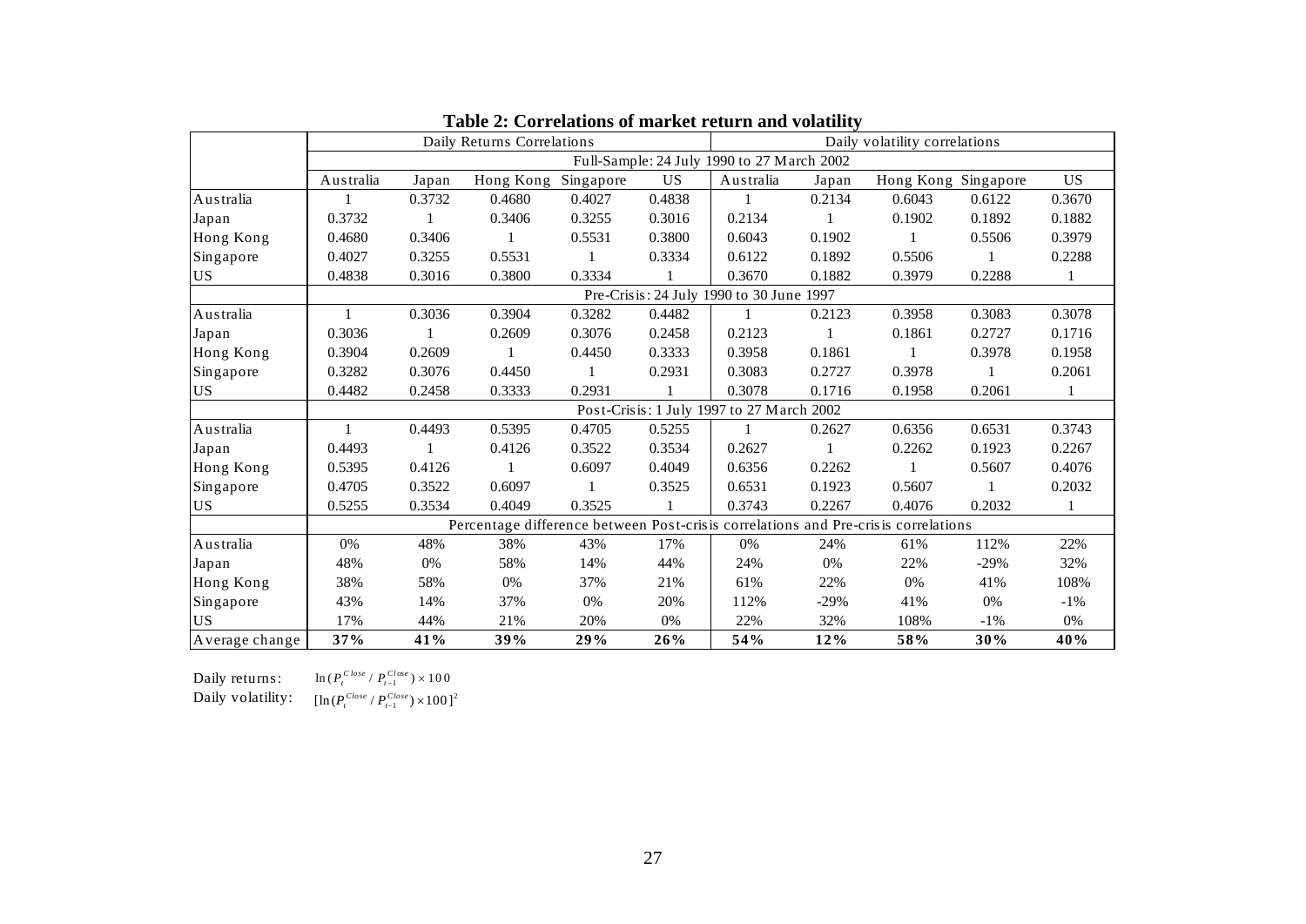**Table 2: Correlations of market return and volatility**

| | Daily Returns Correlations | | | | | Daily volatility correlations | | | | |
|---|---|---|---|---|---|---|---|---|---|---|
| | Full-Sample: 24 July 1990 to 27 March 2002 | | | | | | | | | |
| | Australia | Japan | Hong Kong | Singapore | US | Australia | Japan | Hong Kong | Singapore | US |
| Australia | 1 | 0.3732 | 0.4680 | 0.4027 | 0.4838 | 1 | 0.2134 | 0.6043 | 0.6122 | 0.3670 |
| Japan | 0.3732 | 1 | 0.3406 | 0.3255 | 0.3016 | 0.2134 | 1 | 0.1902 | 0.1892 | 0.1882 |
| Hong Kong | 0.4680 | 0.3406 | 1 | 0.5531 | 0.3800 | 0.6043 | 0.1902 | 1 | 0.5506 | 0.3979 |
| Singapore | 0.4027 | 0.3255 | 0.5531 | 1 | 0.3334 | 0.6122 | 0.1892 | 0.5506 | 1 | 0.2288 |
| US | 0.4838 | 0.3016 | 0.3800 | 0.3334 | 1 | 0.3670 | 0.1882 | 0.3979 | 0.2288 | 1 |
| | Pre-Crisis: 24 July 1990 to 30 June 1997 | | | | | | | | | |
| Australia | 1 | 0.3036 | 0.3904 | 0.3282 | 0.4482 | 1 | 0.2123 | 0.3958 | 0.3083 | 0.3078 |
| Japan | 0.3036 | 1 | 0.2609 | 0.3076 | 0.2458 | 0.2123 | 1 | 0.1861 | 0.2727 | 0.1716 |
| Hong Kong | 0.3904 | 0.2609 | 1 | 0.4450 | 0.3333 | 0.3958 | 0.1861 | 1 | 0.3978 | 0.1958 |
| Singapore | 0.3282 | 0.3076 | 0.4450 | 1 | 0.2931 | 0.3083 | 0.2727 | 0.3978 | 1 | 0.2061 |
| US | 0.4482 | 0.2458 | 0.3333 | 0.2931 | 1 | 0.3078 | 0.1716 | 0.1958 | 0.2061 | 1 |
| | Post-Crisis: 1 July 1997 to 27 March 2002 | | | | | | | | | |
| Australia | 1 | 0.4493 | 0.5395 | 0.4705 | 0.5255 | 1 | 0.2627 | 0.6356 | 0.6531 | 0.3743 |
| Japan | 0.4493 | 1 | 0.4126 | 0.3522 | 0.3534 | 0.2627 | 1 | 0.2262 | 0.1923 | 0.2267 |
| Hong Kong | 0.5395 | 0.4126 | 1 | 0.6097 | 0.4049 | 0.6356 | 0.2262 | 1 | 0.5607 | 0.4076 |
| Singapore | 0.4705 | 0.3522 | 0.6097 | 1 | 0.3525 | 0.6531 | 0.1923 | 0.5607 | 1 | 0.2032 |
| US | 0.5255 | 0.3534 | 0.4049 | 0.3525 | 1 | 0.3743 | 0.2267 | 0.4076 | 0.2032 | 1 |
| | Percentage difference between Post-crisis correlations and Pre-crisis correlations | | | | | | | | | |
| Australia | 0% | 48% | 38% | 43% | 17% | 0% | 24% | 61% | 112% | 22% |
| Japan | 48% | 0% | 58% | 14% | 44% | 24% | 0% | 22% | -29% | 32% |
| Hong Kong | 38% | 58% | 0% | 37% | 21% | 61% | 22% | 0% | 41% | 108% |
| Singapore | 43% | 14% | 37% | 0% | 20% | 112% | -29% | 41% | 0% | -1% |
| US | 17% | 44% | 21% | 20% | 0% | 22% | 32% | 108% | -1% | 0% |
| Average change | **37%** | **41%** | **39%** | **29%** | **26%** | **54%** | **12%** | **58%** | **30%** | **40%** |

Daily returns: $\ln(P_t^{Close} / P_{t-1}^{Close}) \times 100$

Daily volatility: $[\ln(P_t^{Close} / P_{t-1}^{Close}) \times 100]^2$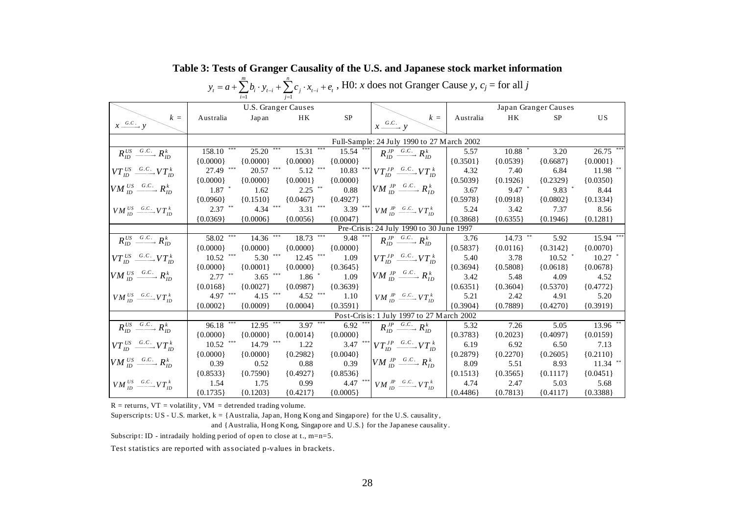**Table 3: Tests of Granger Causality of the U.S. and Japanese stock market information**

$$y_t = a + \sum_{i=1}^{m} b_i \cdot y_{t-i} + \sum_{j=1}^{n} c_j \cdot x_{t-i} + e_t$$, H0: $x$ does not Granger Cause $y$, $c_j$ = for all $j$

| $x \xrightarrow{G.C.} y$ \ $k$ = | U.S. Granger Causes | | | | $x \xrightarrow{G.C.} y$ \ $k$ = | Japan Granger Causes | | | |
|---|---|---|---|---|---|---|---|---|---|
| | Australia | Japan | HK | SP | | Australia | HK | SP | US |
| | **Full-Sample: 24 July 1990 to 27 March 2002** | | | | | | | | |
| $R_{ID}^{US} \xrightarrow{G.C.} R_{ID}^{k}$ | 158.10 *** | 25.20 *** | 15.31 *** | 15.54 *** | $R_{ID}^{JP} \xrightarrow{G.C.} R_{ID}^{k}$ | 5.57 | 10.88 * | 3.20 | 26.75 *** |
| | {0.0000} | {0.0000} | {0.0000} | {0.0000} | | {0.3501} | {0.0539} | {0.6687} | {0.0001} |
| $VT_{ID}^{US} \xrightarrow{G.C.} VT_{ID}^{k}$ | 27.49 *** | 20.57 *** | 5.12 *** | 10.83 *** | $VT_{ID}^{JP} \xrightarrow{G.C.} VT_{ID}^{k}$ | 4.32 | 7.40 | 6.84 | 11.98 ** |
| | {0.0000} | {0.0000} | {0.0001} | {0.0000} | | {0.5039} | {0.1926} | {0.2329} | {0.0350} |
| $VM_{ID}^{US} \xrightarrow{G.C.} R_{ID}^{k}$ | 1.87 * | 1.62 | 2.25 ** | 0.88 | $VM_{ID}^{JP} \xrightarrow{G.C.} R_{ID}^{k}$ | 3.67 | 9.47 * | 9.83 * | 8.44 |
| | {0.0960} | {0.1510} | {0.0467} | {0.4927} | | {0.5978} | {0.0918} | {0.0802} | {0.1334} |
| $VM_{ID}^{US} \xrightarrow{G.C.} VT_{ID}^{k}$ | 2.37 ** | 4.34 *** | 3.31 *** | 3.39 *** | $VM_{ID}^{JP} \xrightarrow{G.C.} VT_{ID}^{k}$ | 5.24 | 3.42 | 7.37 | 8.56 |
| | {0.0369} | {0.0006} | {0.0056} | {0.0047} | | {0.3868} | {0.6355} | {0.1946} | {0.1281} |
| | **Pre-Crisis: 24 July 1990 to 30 June 1997** | | | | | | | | |
| $R_{ID}^{US} \xrightarrow{G.C.} R_{ID}^{k}$ | 58.02 *** | 14.36 *** | 18.73 *** | 9.48 *** | $R_{ID}^{JP} \xrightarrow{G.C.} R_{ID}^{k}$ | 3.76 | 14.73 ** | 5.92 | 15.94 *** |
| | {0.0000} | {0.0000} | {0.0000} | {0.0000} | | {0.5837} | {0.0116} | {0.3142} | {0.0070} |
| $VT_{ID}^{US} \xrightarrow{G.C.} VT_{ID}^{k}$ | 10.52 *** | 5.30 *** | 12.45 *** | 1.09 | $VT_{ID}^{JP} \xrightarrow{G.C.} VT_{ID}^{k}$ | 5.40 | 3.78 | 10.52 * | 10.27 * |
| | {0.0000} | {0.0001} | {0.0000} | {0.3645} | | {0.3694} | {0.5808} | {0.0618} | {0.0678} |
| $VM_{ID}^{US} \xrightarrow{G.C.} R_{ID}^{k}$ | 2.77 ** | 3.65 *** | 1.86 * | 1.09 | $VM_{ID}^{JP} \xrightarrow{G.C.} R_{ID}^{k}$ | 3.42 | 5.48 | 4.09 | 4.52 |
| | {0.0168} | {0.0027} | {0.0987} | {0.3639} | | {0.6351} | {0.3604} | {0.5370} | {0.4772} |
| $VM_{ID}^{US} \xrightarrow{G.C.} VT_{ID}^{k}$ | 4.97 *** | 4.15 *** | 4.52 *** | 1.10 | $VM_{ID}^{JP} \xrightarrow{G.C.} VT_{ID}^{k}$ | 5.21 | 2.42 | 4.91 | 5.20 |
| | {0.0002} | {0.0009} | {0.0004} | {0.3591} | | {0.3904} | {0.7889} | {0.4270} | {0.3919} |
| | **Post-Crisis: 1 July 1997 to 27 March 2002** | | | | | | | | |
| $R_{ID}^{US} \xrightarrow{G.C.} R_{ID}^{k}$ | 96.18 *** | 12.95 *** | 3.97 *** | 6.92 *** | $R_{ID}^{JP} \xrightarrow{G.C.} R_{ID}^{k}$ | 5.32 | 7.26 | 5.05 | 13.96 ** |
| | {0.0000} | {0.0000} | {0.0014} | {0.0000} | | {0.3783} | {0.2023} | {0.4097} | {0.0159} |
| $VT_{ID}^{US} \xrightarrow{G.C.} VT_{ID}^{k}$ | 10.52 *** | 14.79 *** | 1.22 | 3.47 *** | $VT_{ID}^{JP} \xrightarrow{G.C.} VT_{ID}^{k}$ | 6.19 | 6.92 | 6.50 | 7.13 |
| | {0.0000} | {0.0000} | {0.2982} | {0.0040} | | {0.2879} | {0.2270} | {0.2605} | {0.2110} |
| $VM_{ID}^{US} \xrightarrow{G.C.} R_{ID}^{k}$ | 0.39 | 0.52 | 0.88 | 0.39 | $VM_{ID}^{JP} \xrightarrow{G.C.} R_{ID}^{k}$ | 8.09 | 5.51 | 8.93 | 11.34 ** |
| | {0.8533} | {0.7590} | {0.4927} | {0.8536} | | {0.1513} | {0.3565} | {0.1117} | {0.0451} |
| $VM_{ID}^{US} \xrightarrow{G.C.} VT_{ID}^{k}$ | 1.54 | 1.75 | 0.99 | 4.47 *** | $VM_{ID}^{JP} \xrightarrow{G.C.} VT_{ID}^{k}$ | 4.74 | 2.47 | 5.03 | 5.68 |
| | {0.1735} | {0.1203} | {0.4217} | {0.0005} | | {0.4486} | {0.7813} | {0.4117} | {0.3388} |

R = returns, VT = volatility, VM = detrended trading volume.

Superscripts: US - U.S. market, k = {Australia, Japan, Hong Kong and Singapore} for the U.S. causality,

and {Australia, Hong Kong, Singapore and U.S.} for the Japanese causality.

Subscript: ID - intradaily holding period of open to close at t., m=n=5.

Test statistics are reported with associated p-values in brackets.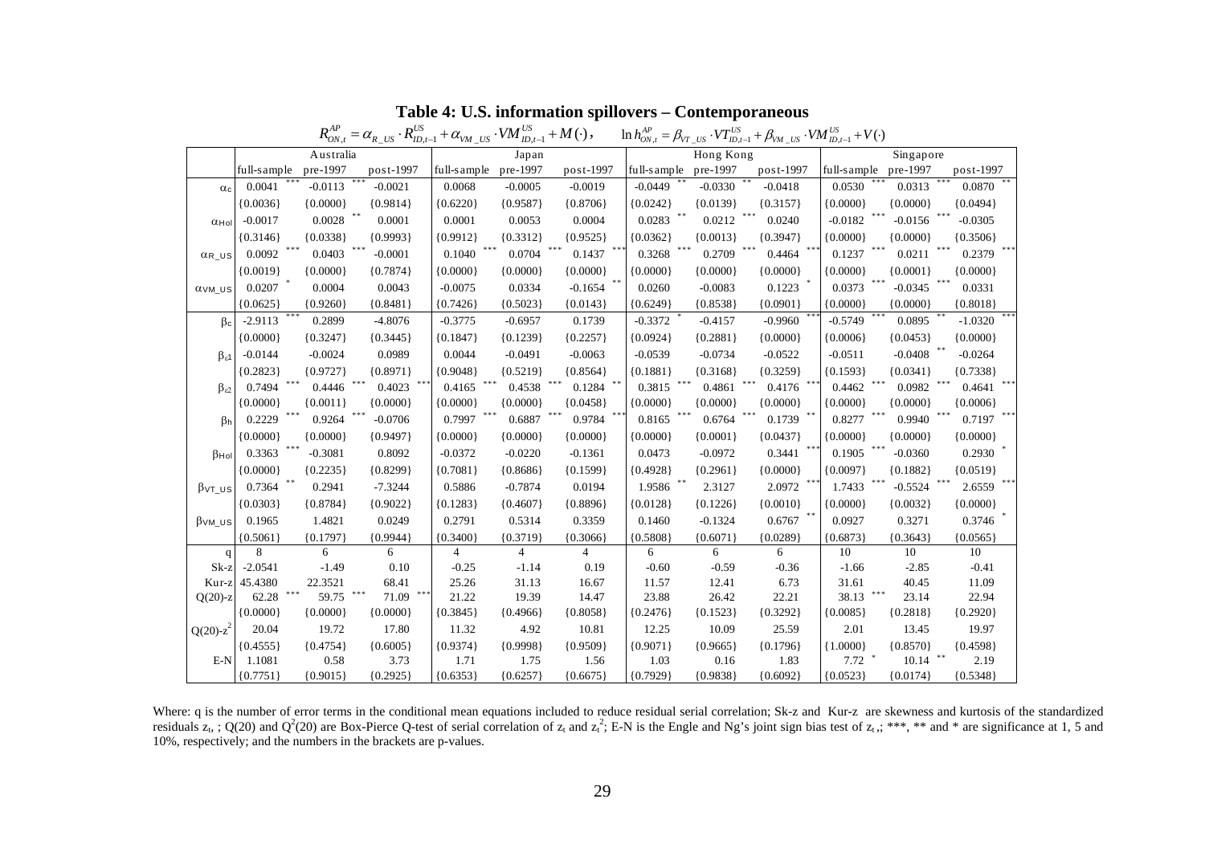**Table 4: U.S. information spillovers – Contemporaneous**

$$R^{AP}_{ON,t} = \alpha_{R\_US} \cdot R^{US}_{ID,t-1} + \alpha_{VM\_US} \cdot VM^{US}_{ID,t-1} + M(\cdot), \qquad \ln h^{AP}_{ON,t} = \beta_{VT\_US} \cdot VT^{US}_{ID,t-1} + \beta_{VM\_US} \cdot VM^{US}_{ID,t-1} + V(\cdot)$$

| | Australia | | | Japan | | | Hong Kong | | | Singapore | | |
|---|---|---|---|---|---|---|---|---|---|---|---|---|
| | full-sample | pre-1997 | post-1997 | full-sample | pre-1997 | post-1997 | full-sample | pre-1997 | post-1997 | full-sample | pre-1997 | post-1997 |
| $\alpha_c$ | 0.0041 *** | -0.0113 *** | -0.0021 | 0.0068 | -0.0005 | -0.0019 | -0.0449 ** | -0.0330 ** | -0.0418 | 0.0530 *** | 0.0313 *** | 0.0870 ** |
| | {0.0036} | {0.0000} | {0.9814} | {0.6220} | {0.9587} | {0.8706} | {0.0242} | {0.0139} | {0.3157} | {0.0000} | {0.0000} | {0.0494} |
| $\alpha_{Hol}$ | -0.0017 | 0.0028 ** | 0.0001 | 0.0001 | 0.0053 | 0.0004 | 0.0283 ** | 0.0212 *** | 0.0240 | -0.0182 *** | -0.0156 *** | -0.0305 |
| | {0.3146} | {0.0338} | {0.9993} | {0.9912} | {0.3312} | {0.9525} | {0.0362} | {0.0013} | {0.3947} | {0.0000} | {0.0000} | {0.3506} |
| $\alpha_{R\_US}$ | 0.0092 *** | 0.0403 *** | -0.0001 | 0.1040 *** | 0.0704 *** | 0.1437 *** | 0.3268 *** | 0.2709 *** | 0.4464 *** | 0.1237 *** | 0.0211 *** | 0.2379 *** |
| | {0.0019} | {0.0000} | {0.7874} | {0.0000} | {0.0000} | {0.0000} | {0.0000} | {0.0000} | {0.0000} | {0.0000} | {0.0001} | {0.0000} |
| $\alpha_{VM\_US}$ | 0.0207 * | 0.0004 | 0.0043 | -0.0075 | 0.0334 | -0.1654 ** | 0.0260 | -0.0083 | 0.1223 * | 0.0373 *** | -0.0345 *** | 0.0331 |
| | {0.0625} | {0.9260} | {0.8481} | {0.7426} | {0.5023} | {0.0143} | {0.6249} | {0.8538} | {0.0901} | {0.0000} | {0.0000} | {0.8018} |
| $\beta_c$ | -2.9113 *** | 0.2899 | -4.8076 | -0.3775 | -0.6957 | 0.1739 | -0.3372 * | -0.4157 | -0.9960 *** | -0.5749 *** | 0.0895 ** | -1.0320 *** |
| | {0.0000} | {0.3247} | {0.3445} | {0.1847} | {0.1239} | {0.2257} | {0.0924} | {0.2881} | {0.0000} | {0.0006} | {0.0453} | {0.0000} |
| $\beta_{\varepsilon 1}$ | -0.0144 | -0.0024 | 0.0989 | 0.0044 | -0.0491 | -0.0063 | -0.0539 | -0.0734 | -0.0522 | -0.0511 | -0.0408 ** | -0.0264 |
| | {0.2823} | {0.9727} | {0.8971} | {0.9048} | {0.5219} | {0.8564} | {0.1881} | {0.3168} | {0.3259} | {0.1593} | {0.0341} | {0.7338} |
| $\beta_{\varepsilon 2}$ | 0.7494 *** | 0.4446 *** | 0.4023 *** | 0.4165 *** | 0.4538 *** | 0.1284 ** | 0.3815 *** | 0.4861 *** | 0.4176 *** | 0.4462 *** | 0.0982 *** | 0.4641 *** |
| | {0.0000} | {0.0011} | {0.0000} | {0.0000} | {0.0000} | {0.0458} | {0.0000} | {0.0000} | {0.0000} | {0.0000} | {0.0000} | {0.0006} |
| $\beta_h$ | 0.2229 *** | 0.9264 *** | -0.0706 | 0.7997 *** | 0.6887 *** | 0.9784 *** | 0.8165 *** | 0.6764 *** | 0.1739 ** | 0.8277 *** | 0.9940 *** | 0.7197 *** |
| | {0.0000} | {0.0000} | {0.9497} | {0.0000} | {0.0000} | {0.0000} | {0.0000} | {0.0001} | {0.0437} | {0.0000} | {0.0000} | {0.0000} |
| $\beta_{Hol}$ | 0.3363 *** | -0.3081 | 0.8092 | -0.0372 | -0.0220 | -0.1361 | 0.0473 | -0.0972 | 0.3441 *** | 0.1905 *** | -0.0360 | 0.2930 * |
| | {0.0000} | {0.2235} | {0.8299} | {0.7081} | {0.8686} | {0.1599} | {0.4928} | {0.2961} | {0.0000} | {0.0097} | {0.1882} | {0.0519} |
| $\beta_{VT\_US}$ | 0.7364 ** | 0.2941 | -7.3244 | 0.5886 | -0.7874 | 0.0194 | 1.9586 ** | 2.3127 | 2.0972 *** | 1.7433 *** | -0.5524 *** | 2.6559 *** |
| | {0.0303} | {0.8784} | {0.9022} | {0.1283} | {0.4607} | {0.8896} | {0.0128} | {0.1226} | {0.0010} | {0.0000} | {0.0032} | {0.0000} |
| $\beta_{VM\_US}$ | 0.1965 | 1.4821 | 0.0249 | 0.2791 | 0.5314 | 0.3359 | 0.1460 | -0.1324 | 0.6767 ** | 0.0927 | 0.3271 | 0.3746 * |
| | {0.5061} | {0.1797} | {0.9944} | {0.3400} | {0.3719} | {0.3066} | {0.5808} | {0.6071} | {0.0289} | {0.6873} | {0.3643} | {0.0565} |
| q | 8 | 6 | 6 | 4 | 4 | 4 | 6 | 6 | 6 | 10 | 10 | 10 |
| Sk-z | -2.0541 | -1.49 | 0.10 | -0.25 | -1.14 | 0.19 | -0.60 | -0.59 | -0.36 | -1.66 | -2.85 | -0.41 |
| Kur-z | 45.4380 | 22.3521 | 68.41 | 25.26 | 31.13 | 16.67 | 11.57 | 12.41 | 6.73 | 31.61 | 40.45 | 11.09 |
| Q(20)-z | 62.28 *** | 59.75 *** | 71.09 *** | 21.22 | 19.39 | 14.47 | 23.88 | 26.42 | 22.21 | 38.13 *** | 23.14 | 22.94 |
| | {0.0000} | {0.0000} | {0.0000} | {0.3845} | {0.4966} | {0.8058} | {0.2476} | {0.1523} | {0.3292} | {0.0085} | {0.2818} | {0.2920} |
| $Q(20)\text{-}z^2$ | 20.04 | 19.72 | 17.80 | 11.32 | 4.92 | 10.81 | 12.25 | 10.09 | 25.59 | 2.01 | 13.45 | 19.97 |
| | {0.4555} | {0.4754} | {0.6005} | {0.9374} | {0.9998} | {0.9509} | {0.9071} | {0.9665} | {0.1796} | {1.0000} | {0.8570} | {0.4598} |
| E-N | 1.1081 | 0.58 | 3.73 | 1.71 | 1.75 | 1.56 | 1.03 | 0.16 | 1.83 | 7.72 * | 10.14 ** | 2.19 |
| | {0.7751} | {0.9015} | {0.2925} | {0.6353} | {0.6257} | {0.6675} | {0.7929} | {0.9838} | {0.6092} | {0.0523} | {0.0174} | {0.5348} |

Where: q is the number of error terms in the conditional mean equations included to reduce residual serial correlation; Sk-z and Kur-z are skewness and kurtosis of the standardized residuals $z_t$; Q(20) and $Q^2(20)$ are Box-Pierce Q-test of serial correlation of $z_t$ and $z_t^2$; E-N is the Engle and Ng's joint sign bias test of $z_t$; ***, ** and * are significance at 1, 5 and 10%, respectively; and the numbers in the brackets are p-values.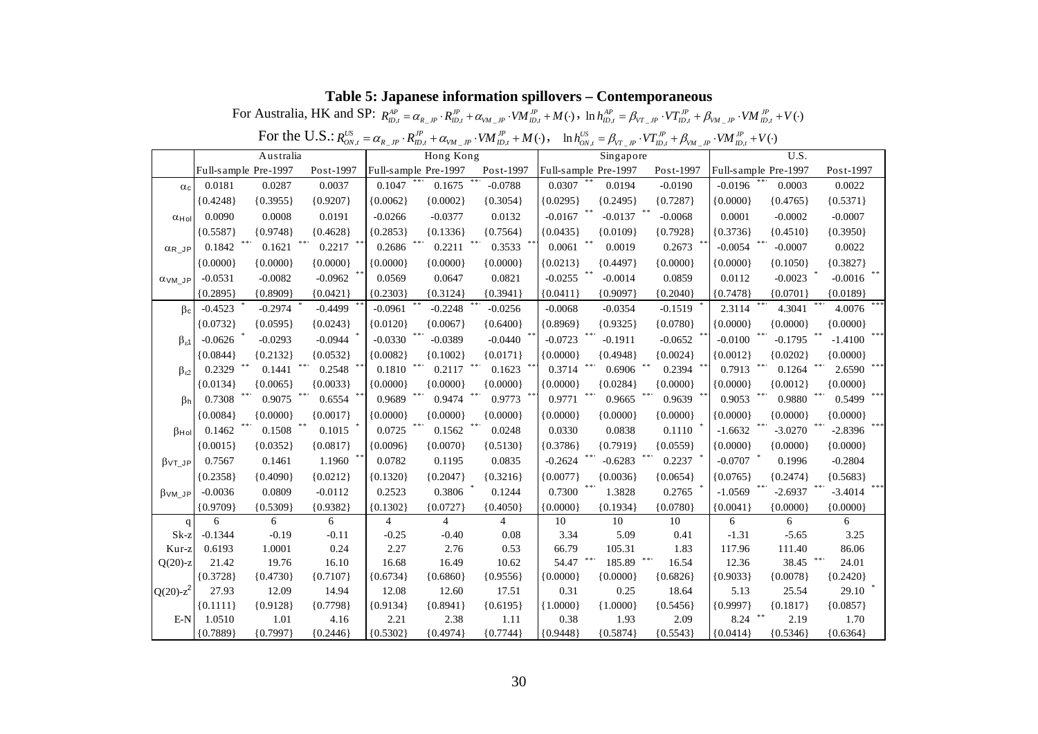## Table 5: Japanese information spillovers – Contemporaneous

For Australia, HK and SP: $R_{ID,t}^{AP} = \alpha_{R\_JP} \cdot R_{ID,t}^{JP} + \alpha_{VM\_JP} \cdot VM_{ID,t}^{JP} + M(\cdot)$ , $\ln h_{ID,t}^{AP} = \beta_{VT\_JP} \cdot VT_{ID,t}^{JP} + \beta_{VM\_JP} \cdot VM_{ID,t}^{JP} + V(\cdot)$

For the U.S.: $R_{ON,t}^{US} = \alpha_{R\_JP} \cdot R_{ID,t}^{JP} + \alpha_{VM\_JP} \cdot VM_{ID,t}^{JP} + M(\cdot)$ , $\ln h_{ON,t}^{US} = \beta_{VT\_JP} \cdot VT_{ID,t}^{JP} + \beta_{VM\_JP} \cdot VM_{ID,t}^{JP} + V(\cdot)$

| | Australia | | | Hong Kong | | | Singapore | | | U.S. | | |
|---|---|---|---|---|---|---|---|---|---|---|---|---|
| | Full-sample | Pre-1997 | Post-1997 | Full-sample | Pre-1997 | Post-1997 | Full-sample | Pre-1997 | Post-1997 | Full-sample | Pre-1997 | Post-1997 |
| $\alpha_{c}$ | 0.0181 | 0.0287 | 0.0037 | 0.1047 *** | 0.1675 *** | -0.0788 | 0.0307 ** | 0.0194 | -0.0190 | -0.0196 *** | 0.0003 | 0.0022 |
| | {0.4248} | {0.3955} | {0.9207} | {0.0062} | {0.0002} | {0.3054} | {0.0295} | {0.2495} | {0.7287} | {0.0000} | {0.4765} | {0.5371} |
| $\alpha_{Hol}$ | 0.0090 | 0.0008 | 0.0191 | -0.0266 | -0.0377 | 0.0132 | -0.0167 ** | -0.0137 ** | -0.0068 | 0.0001 | -0.0002 | -0.0007 |
| | {0.5587} | {0.9748} | {0.4628} | {0.2853} | {0.1336} | {0.7564} | {0.0435} | {0.0109} | {0.7928} | {0.3736} | {0.4510} | {0.3950} |
| $\alpha_{R\_JP}$ | 0.1842 *** | 0.1621 *** | 0.2217 *** | 0.2686 *** | 0.2211 *** | 0.3533 *** | 0.0061 ** | 0.0019 | 0.2673 *** | -0.0054 *** | -0.0007 | 0.0022 |
| | {0.0000} | {0.0000} | {0.0000} | {0.0000} | {0.0000} | {0.0000} | {0.0213} | {0.4497} | {0.0000} | {0.0000} | {0.1050} | {0.3827} |
| $\alpha_{VM\_JP}$ | -0.0531 | -0.0082 | -0.0962 ** | 0.0569 | 0.0647 | 0.0821 | -0.0255 ** | -0.0014 | 0.0859 | 0.0112 | -0.0023 * | -0.0016 ** |
| | {0.2895} | {0.8909} | {0.0421} | {0.2303} | {0.3124} | {0.3941} | {0.0411} | {0.9097} | {0.2040} | {0.7478} | {0.0701} | {0.0189} |
| $\beta_{c}$ | -0.4523 * | -0.2974 * | -0.4499 ** | -0.0961 ** | -0.2248 *** | -0.0256 | -0.0068 | -0.0354 | -0.1519 * | 2.3114 *** | 4.3041 *** | 4.0076 *** |
| | {0.0732} | {0.0595} | {0.0243} | {0.0120} | {0.0067} | {0.6400} | {0.8969} | {0.9325} | {0.0780} | {0.0000} | {0.0000} | {0.0000} |
| $\beta_{\varepsilon 1}$ | -0.0626 * | -0.0293 | -0.0944 * | -0.0330 *** | -0.0389 | -0.0440 ** | -0.0723 *** | -0.1911 | -0.0652 *** | -0.0100 *** | -0.1795 ** | -1.4100 *** |
| | {0.0844} | {0.2132} | {0.0532} | {0.0082} | {0.1002} | {0.0171} | {0.0000} | {0.4948} | {0.0024} | {0.0012} | {0.0202} | {0.0000} |
| $\beta_{\varepsilon 2}$ | 0.2329 ** | 0.1441 *** | 0.2548 *** | 0.1810 *** | 0.2117 *** | 0.1623 *** | 0.3714 *** | 0.6906 ** | 0.2394 *** | 0.7913 *** | 0.1264 *** | 2.6590 *** |
| | {0.0134} | {0.0065} | {0.0033} | {0.0000} | {0.0000} | {0.0000} | {0.0000} | {0.0284} | {0.0000} | {0.0000} | {0.0012} | {0.0000} |
| $\beta_{h}$ | 0.7308 *** | 0.9075 *** | 0.6554 *** | 0.9689 *** | 0.9474 *** | 0.9773 *** | 0.9771 *** | 0.9665 *** | 0.9639 *** | 0.9053 *** | 0.9880 *** | 0.5499 *** |
| | {0.0084} | {0.0000} | {0.0017} | {0.0000} | {0.0000} | {0.0000} | {0.0000} | {0.0000} | {0.0000} | {0.0000} | {0.0000} | {0.0000} |
| $\beta_{Hol}$ | 0.1462 *** | 0.1508 ** | 0.1015 * | 0.0725 *** | 0.1562 *** | 0.0248 | 0.0330 | 0.0838 | 0.1110 * | -1.6632 *** | -3.0270 *** | -2.8396 *** |
| | {0.0015} | {0.0352} | {0.0817} | {0.0096} | {0.0070} | {0.5130} | {0.3786} | {0.7919} | {0.0559} | {0.0000} | {0.0000} | {0.0000} |
| $\beta_{VT\_JP}$ | 0.7567 | 0.1461 | 1.1960 ** | 0.0782 | 0.1195 | 0.0835 | -0.2624 *** | -0.6283 *** | 0.2237 * | -0.0707 * | 0.1996 | -0.2804 |
| | {0.2358} | {0.4090} | {0.0212} | {0.1320} | {0.2047} | {0.3216} | {0.0077} | {0.0036} | {0.0654} | {0.0765} | {0.2474} | {0.5683} |
| $\beta_{VM\_JP}$ | -0.0036 | 0.0809 | -0.0112 | 0.2523 | 0.3806 * | 0.1244 | 0.7300 *** | 1.3828 | 0.2765 * | -1.0569 *** | -2.6937 *** | -3.4014 *** |
| | {0.9709} | {0.5309} | {0.9382} | {0.1302} | {0.0727} | {0.4050} | {0.0000} | {0.1934} | {0.0780} | {0.0041} | {0.0000} | {0.0000} |
| q | 6 | 6 | 6 | 4 | 4 | 4 | 10 | 10 | 10 | 6 | 6 | 6 |
| Sk-z | -0.1344 | -0.19 | -0.11 | -0.25 | -0.40 | 0.08 | 3.34 | 5.09 | 0.41 | -1.31 | -5.65 | 3.25 |
| Kur-z | 0.6193 | 1.0001 | 0.24 | 2.27 | 2.76 | 0.53 | 66.79 | 105.31 | 1.83 | 117.96 | 111.40 | 86.06 |
| Q(20)-z | 21.42 | 19.76 | 16.10 | 16.68 | 16.49 | 10.62 | 54.47 *** | 185.89 *** | 16.54 | 12.36 | 38.45 *** | 24.01 |
| | {0.3728} | {0.4730} | {0.7107} | {0.6734} | {0.6860} | {0.9556} | {0.0000} | {0.0000} | {0.6826} | {0.9033} | {0.0078} | {0.2420} |
| Q(20)-$z^2$ | 27.93 | 12.09 | 14.94 | 12.08 | 12.60 | 17.51 | 0.31 | 0.25 | 18.64 | 5.13 | 25.54 | 29.10 * |
| | {0.1111} | {0.9128} | {0.7798} | {0.9134} | {0.8941} | {0.6195} | {1.0000} | {1.0000} | {0.5456} | {0.9997} | {0.1817} | {0.0857} |
| E-N | 1.0510 | 1.01 | 4.16 | 2.21 | 2.38 | 1.11 | 0.38 | 1.93 | 2.09 | 8.24 ** | 2.19 | 1.70 |
| | {0.7889} | {0.7997} | {0.2446} | {0.5302} | {0.4974} | {0.7744} | {0.9448} | {0.5874} | {0.5543} | {0.0414} | {0.5346} | {0.6364} |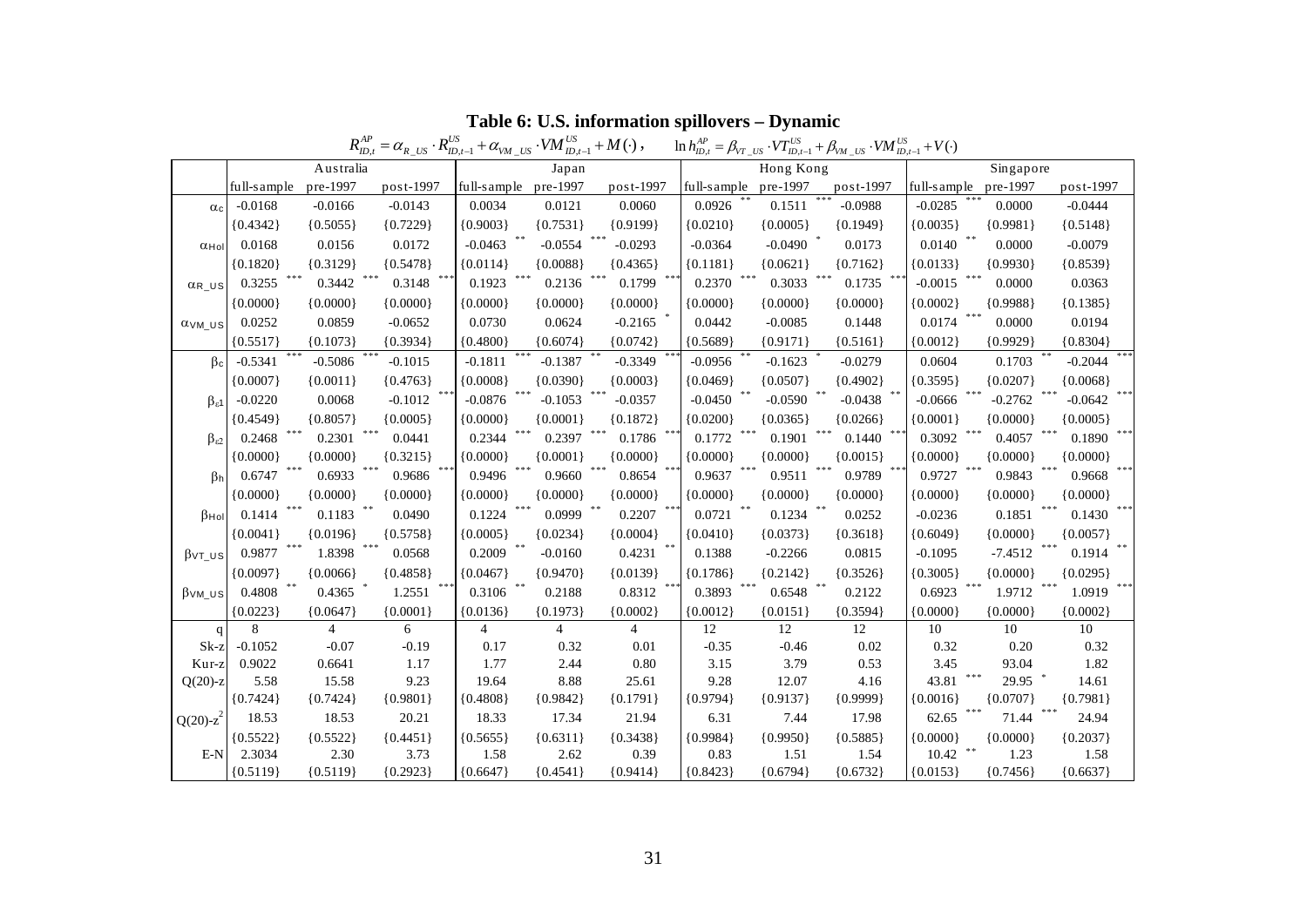## Table 6: U.S. information spillovers – Dynamic

$$R^{AP}_{ID,t} = \alpha_{R\_US} \cdot R^{US}_{ID,t-1} + \alpha_{VM\_US} \cdot VM^{US}_{ID,t-1} + M(\cdot)\,, \qquad \ln h^{AP}_{ID,t} = \beta_{VT\_US} \cdot VT^{US}_{ID,t-1} + \beta_{VM\_US} \cdot VM^{US}_{ID,t-1} + V(\cdot)$$

| | Australia | | | Japan | | | Hong Kong | | | Singapore | | |
|---|---|---|---|---|---|---|---|---|---|---|---|---|
| | full-sample | pre-1997 | post-1997 | full-sample | pre-1997 | post-1997 | full-sample | pre-1997 | post-1997 | full-sample | pre-1997 | post-1997 |
| $\alpha_c$ | -0.0168 | -0.0166 | -0.0143 | 0.0034 | 0.0121 | 0.0060 | 0.0926 ** | 0.1511 *** | -0.0988 | -0.0285 *** | 0.0000 | -0.0444 |
| | {0.4342} | {0.5055} | {0.7229} | {0.9003} | {0.7531} | {0.9199} | {0.0210} | {0.0005} | {0.1949} | {0.0035} | {0.9981} | {0.5148} |
| $\alpha_{Hol}$ | 0.0168 | 0.0156 | 0.0172 | -0.0463 ** | -0.0554 *** | -0.0293 | -0.0364 | -0.0490 * | 0.0173 | 0.0140 ** | 0.0000 | -0.0079 |
| | {0.1820} | {0.3129} | {0.5478} | {0.0114} | {0.0088} | {0.4365} | {0.1181} | {0.0621} | {0.7162} | {0.0133} | {0.9930} | {0.8539} |
| $\alpha_{R\_US}$ | 0.3255 *** | 0.3442 *** | 0.3148 *** | 0.1923 *** | 0.2136 *** | 0.1799 *** | 0.2370 *** | 0.3033 *** | 0.1735 *** | -0.0015 *** | 0.0000 | 0.0363 |
| | {0.0000} | {0.0000} | {0.0000} | {0.0000} | {0.0000} | {0.0000} | {0.0000} | {0.0000} | {0.0000} | {0.0002} | {0.9988} | {0.1385} |
| $\alpha_{VM\_US}$ | 0.0252 | 0.0859 | -0.0652 | 0.0730 | 0.0624 | -0.2165 * | 0.0442 | -0.0085 | 0.1448 | 0.0174 *** | 0.0000 | 0.0194 |
| | {0.5517} | {0.1073} | {0.3934} | {0.4800} | {0.6074} | {0.0742} | {0.5689} | {0.9171} | {0.5161} | {0.0012} | {0.9929} | {0.8304} |
| $\beta_c$ | -0.5341 *** | -0.5086 *** | -0.1015 | -0.1811 *** | -0.1387 ** | -0.3349 *** | -0.0956 ** | -0.1623 * | -0.0279 | 0.0604 | 0.1703 ** | -0.2044 *** |
| | {0.0007} | {0.0011} | {0.4763} | {0.0008} | {0.0390} | {0.0003} | {0.0469} | {0.0507} | {0.4902} | {0.3595} | {0.0207} | {0.0068} |
| $\beta_{\varepsilon 1}$ | -0.0220 | 0.0068 | -0.1012 *** | -0.0876 *** | -0.1053 *** | -0.0357 | -0.0450 ** | -0.0590 ** | -0.0438 ** | -0.0666 *** | -0.2762 *** | -0.0642 *** |
| | {0.4549} | {0.8057} | {0.0005} | {0.0000} | {0.0001} | {0.1872} | {0.0200} | {0.0365} | {0.0266} | {0.0001} | {0.0000} | {0.0005} |
| $\beta_{\varepsilon 2}$ | 0.2468 *** | 0.2301 *** | 0.0441 | 0.2344 *** | 0.2397 *** | 0.1786 *** | 0.1772 *** | 0.1901 *** | 0.1440 *** | 0.3092 *** | 0.4057 *** | 0.1890 *** |
| | {0.0000} | {0.0000} | {0.3215} | {0.0000} | {0.0001} | {0.0000} | {0.0000} | {0.0000} | {0.0015} | {0.0000} | {0.0000} | {0.0000} |
| $\beta_h$ | 0.6747 *** | 0.6933 *** | 0.9686 *** | 0.9496 *** | 0.9660 *** | 0.8654 *** | 0.9637 *** | 0.9511 *** | 0.9789 *** | 0.9727 *** | 0.9843 *** | 0.9668 *** |
| | {0.0000} | {0.0000} | {0.0000} | {0.0000} | {0.0000} | {0.0000} | {0.0000} | {0.0000} | {0.0000} | {0.0000} | {0.0000} | {0.0000} |
| $\beta_{Hol}$ | 0.1414 *** | 0.1183 ** | 0.0490 | 0.1224 *** | 0.0999 ** | 0.2207 *** | 0.0721 ** | 0.1234 ** | 0.0252 | -0.0236 | 0.1851 *** | 0.1430 *** |
| | {0.0041} | {0.0196} | {0.5758} | {0.0005} | {0.0234} | {0.0004} | {0.0410} | {0.0373} | {0.3618} | {0.6049} | {0.0000} | {0.0057} |
| $\beta_{VT\_US}$ | 0.9877 *** | 1.8398 *** | 0.0568 | 0.2009 ** | -0.0160 | 0.4231 ** | 0.1388 | -0.2266 | 0.0815 | -0.1095 | -7.4512 *** | 0.1914 ** |
| | {0.0097} | {0.0066} | {0.4858} | {0.0467} | {0.9470} | {0.0139} | {0.1786} | {0.2142} | {0.3526} | {0.3005} | {0.0000} | {0.0295} |
| $\beta_{VM\_US}$ | 0.4808 ** | 0.4365 * | 1.2551 *** | 0.3106 ** | 0.2188 | 0.8312 *** | 0.3893 *** | 0.6548 ** | 0.2122 | 0.6923 *** | 1.9712 *** | 1.0919 *** |
| | {0.0223} | {0.0647} | {0.0001} | {0.0136} | {0.1973} | {0.0002} | {0.0012} | {0.0151} | {0.3594} | {0.0000} | {0.0000} | {0.0002} |
| q | 8 | 4 | 6 | 4 | 4 | 4 | 12 | 12 | 12 | 10 | 10 | 10 |
| Sk-z | -0.1052 | -0.07 | -0.19 | 0.17 | 0.32 | 0.01 | -0.35 | -0.46 | 0.02 | 0.32 | 0.20 | 0.32 |
| Kur-z | 0.9022 | 0.6641 | 1.17 | 1.77 | 2.44 | 0.80 | 3.15 | 3.79 | 0.53 | 3.45 | 93.04 | 1.82 |
| Q(20)-z | 5.58 | 15.58 | 9.23 | 19.64 | 8.88 | 25.61 | 9.28 | 12.07 | 4.16 | 43.81 *** | 29.95 * | 14.61 |
| | {0.7424} | {0.7424} | {0.9801} | {0.4808} | {0.9842} | {0.1791} | {0.9794} | {0.9137} | {0.9999} | {0.0016} | {0.0707} | {0.7981} |
| Q(20)-$z^2$ | 18.53 | 18.53 | 20.21 | 18.33 | 17.34 | 21.94 | 6.31 | 7.44 | 17.98 | 62.65 *** | 71.44 *** | 24.94 |
| | {0.5522} | {0.5522} | {0.4451} | {0.5655} | {0.6311} | {0.3438} | {0.9984} | {0.9950} | {0.5885} | {0.0000} | {0.0000} | {0.2037} |
| E-N | 2.3034 | 2.30 | 3.73 | 1.58 | 2.62 | 0.39 | 0.83 | 1.51 | 1.54 | 10.42 ** | 1.23 | 1.58 |
| | {0.5119} | {0.5119} | {0.2923} | {0.6647} | {0.4541} | {0.9414} | {0.8423} | {0.6794} | {0.6732} | {0.0153} | {0.7456} | {0.6637} |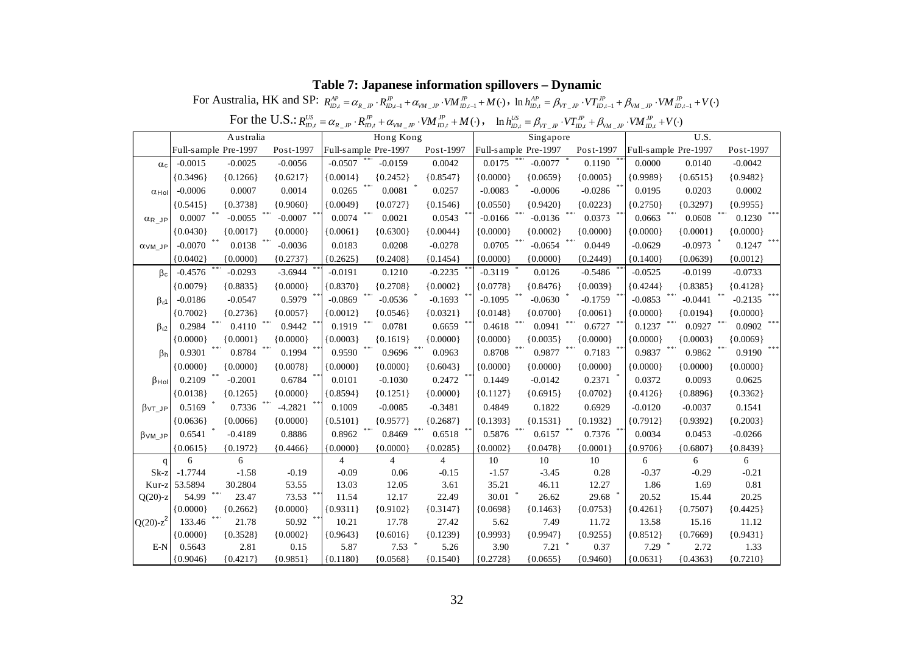# Table 7: Japanese information spillovers – Dynamic

For Australia, HK and SP: $R^{AP}_{ID,t} = \alpha_{R\_JP} \cdot R^{JP}_{ID,t-1} + \alpha_{VM\_JP} \cdot VM^{JP}_{ID,t-1} + M(\cdot)$, $\ln h^{AP}_{ID,t} = \beta_{VT\_JP} \cdot VT^{JP}_{ID,t-1} + \beta_{VM\_JP} \cdot VM^{JP}_{ID,t-1} + V(\cdot)$

For the U.S.: $R^{US}_{ID,t} = \alpha_{R\_JP} \cdot R^{JP}_{ID,t} + \alpha_{VM\_JP} \cdot VM^{JP}_{ID,t} + M(\cdot)$, $\ln h^{US}_{ID,t} = \beta_{VT\_JP} \cdot VT^{JP}_{ID,t} + \beta_{VM\_JP} \cdot VM^{JP}_{ID,t} + V(\cdot)$

| | Australia | | | Hong Kong | | | Singapore | | | U.S. | | |
|---|---|---|---|---|---|---|---|---|---|---|---|---|
| | Full-sample | Pre-1997 | Post-1997 | Full-sample | Pre-1997 | Post-1997 | Full-sample | Pre-1997 | Post-1997 | Full-sample | Pre-1997 | Post-1997 |
| $\alpha_c$ | -0.0015 | -0.0025 | -0.0056 | -0.0507 *** | -0.0159 | 0.0042 | 0.0175 *** | -0.0077 * | 0.1190 *** | 0.0000 | 0.0140 | -0.0042 |
| | {0.3496} | {0.1266} | {0.6217} | {0.0014} | {0.2452} | {0.8547} | {0.0000} | {0.0659} | {0.0005} | {0.9989} | {0.6515} | {0.9482} |
| $\alpha_{Hol}$ | -0.0006 | 0.0007 | 0.0014 | 0.0265 *** | 0.0081 * | 0.0257 | -0.0083 * | -0.0006 | -0.0286 ** | 0.0195 | 0.0203 | 0.0002 |
| | {0.5415} | {0.3738} | {0.9060} | {0.0049} | {0.0727} | {0.1546} | {0.0550} | {0.9420} | {0.0223} | {0.2750} | {0.3297} | {0.9955} |
| $\alpha_{R\_JP}$ | 0.0007 ** | -0.0055 *** | -0.0007 *** | 0.0074 *** | 0.0021 | 0.0543 *** | -0.0166 *** | -0.0136 *** | 0.0373 *** | 0.0663 *** | 0.0608 *** | 0.1230 *** |
| | {0.0430} | {0.0017} | {0.0000} | {0.0061} | {0.6300} | {0.0044} | {0.0000} | {0.0002} | {0.0000} | {0.0000} | {0.0001} | {0.0000} |
| $\alpha_{VM\_JP}$ | -0.0070 ** | 0.0138 *** | -0.0036 | 0.0183 | 0.0208 | -0.0278 | 0.0705 *** | -0.0654 *** | 0.0449 | -0.0629 | -0.0973 * | 0.1247 *** |
| | {0.0402} | {0.0000} | {0.2737} | {0.2625} | {0.2408} | {0.1454} | {0.0000} | {0.0000} | {0.2449} | {0.1400} | {0.0639} | {0.0012} |
| $\beta_c$ | -0.4576 *** | -0.0293 | -3.6944 *** | -0.0191 | 0.1210 | -0.2235 *** | -0.3119 * | 0.0126 | -0.5486 *** | -0.0525 | -0.0199 | -0.0733 |
| | {0.0079} | {0.8835} | {0.0000} | {0.8370} | {0.2708} | {0.0002} | {0.0778} | {0.8476} | {0.0039} | {0.4244} | {0.8385} | {0.4128} |
| $\beta_{\varepsilon 1}$ | -0.0186 | -0.0547 | 0.5979 *** | -0.0869 *** | -0.0536 * | -0.1693 ** | -0.1095 ** | -0.0630 * | -0.1759 *** | -0.0853 *** | -0.0441 ** | -0.2135 *** |
| | {0.7002} | {0.2736} | {0.0057} | {0.0012} | {0.0546} | {0.0321} | {0.0148} | {0.0700} | {0.0061} | {0.0000} | {0.0194} | {0.0000} |
| $\beta_{\varepsilon 2}$ | 0.2984 *** | 0.4110 *** | 0.9442 *** | 0.1919 *** | 0.0781 | 0.6659 *** | 0.4618 *** | 0.0941 *** | 0.6727 *** | 0.1237 *** | 0.0927 *** | 0.0902 *** |
| | {0.0000} | {0.0001} | {0.0000} | {0.0003} | {0.1619} | {0.0000} | {0.0000} | {0.0035} | {0.0000} | {0.0000} | {0.0003} | {0.0069} |
| $\beta_h$ | 0.9301 *** | 0.8784 *** | 0.1994 *** | 0.9590 *** | 0.9696 *** | 0.0963 | 0.8708 *** | 0.9877 *** | 0.7183 *** | 0.9837 *** | 0.9862 *** | 0.9190 *** |
| | {0.0000} | {0.0000} | {0.0078} | {0.0000} | {0.0000} | {0.6043} | {0.0000} | {0.0000} | {0.0000} | {0.0000} | {0.0000} | {0.0000} |
| $\beta_{Hol}$ | 0.2109 ** | -0.2001 | 0.6784 *** | 0.0101 | -0.1030 | 0.2472 *** | 0.1449 | -0.0142 | 0.2371 * | 0.0372 | 0.0093 | 0.0625 |
| | {0.0138} | {0.1265} | {0.0000} | {0.8594} | {0.1251} | {0.0000} | {0.1127} | {0.6915} | {0.0702} | {0.4126} | {0.8896} | {0.3362} |
| $\beta_{VT\_JP}$ | 0.5169 * | 0.7336 *** | -4.2821 *** | 0.1009 | -0.0085 | -0.3481 | 0.4849 | 0.1822 | 0.6929 | -0.0120 | -0.0037 | 0.1541 |
| | {0.0636} | {0.0066} | {0.0000} | {0.5101} | {0.9577} | {0.2687} | {0.1393} | {0.1531} | {0.1932} | {0.7912} | {0.9392} | {0.2003} |
| $\beta_{VM\_JP}$ | 0.6541 * | -0.4189 | 0.8886 | 0.8962 *** | 0.8469 *** | 0.6518 ** | 0.5876 *** | 0.6157 ** | 0.7376 *** | 0.0034 | 0.0453 | -0.0266 |
| | {0.0615} | {0.1972} | {0.4466} | {0.0000} | {0.0000} | {0.0285} | {0.0002} | {0.0478} | {0.0001} | {0.9706} | {0.6807} | {0.8439} |
| q | 6 | 6 | | 4 | 4 | 4 | 10 | 10 | 10 | 6 | 6 | 6 |
| Sk-z | -1.7744 | -1.58 | -0.19 | -0.09 | 0.06 | -0.15 | -1.57 | -3.45 | 0.28 | -0.37 | -0.29 | -0.21 |
| Kur-z | 53.5894 | 30.2804 | 53.55 | 13.03 | 12.05 | 3.61 | 35.21 | 46.11 | 12.27 | 1.86 | 1.69 | 0.81 |
| Q(20)-z | 54.99 *** | 23.47 | 73.53 *** | 11.54 | 12.17 | 22.49 | 30.01 * | 26.62 | 29.68 * | 20.52 | 15.44 | 20.25 |
| | {0.0000} | {0.2662} | {0.0000} | {0.9311} | {0.9102} | {0.3147} | {0.0698} | {0.1463} | {0.0753} | {0.4261} | {0.7507} | {0.4425} |
| Q(20)-z$^2$ | 133.46 *** | 21.78 | 50.92 *** | 10.21 | 17.78 | 27.42 | 5.62 | 7.49 | 11.72 | 13.58 | 15.16 | 11.12 |
| | {0.0000} | {0.3528} | {0.0002} | {0.9643} | {0.6016} | {0.1239} | {0.9993} | {0.9947} | {0.9255} | {0.8512} | {0.7669} | {0.9431} |
| E-N | 0.5643 | 2.81 | 0.15 | 5.87 | 7.53 * | 5.26 | 3.90 | 7.21 * | 0.37 | 7.29 * | 2.72 | 1.33 |
| | {0.9046} | {0.4217} | {0.9851} | {0.1180} | {0.0568} | {0.1540} | {0.2728} | {0.0655} | {0.9460} | {0.0631} | {0.4363} | {0.7210} |